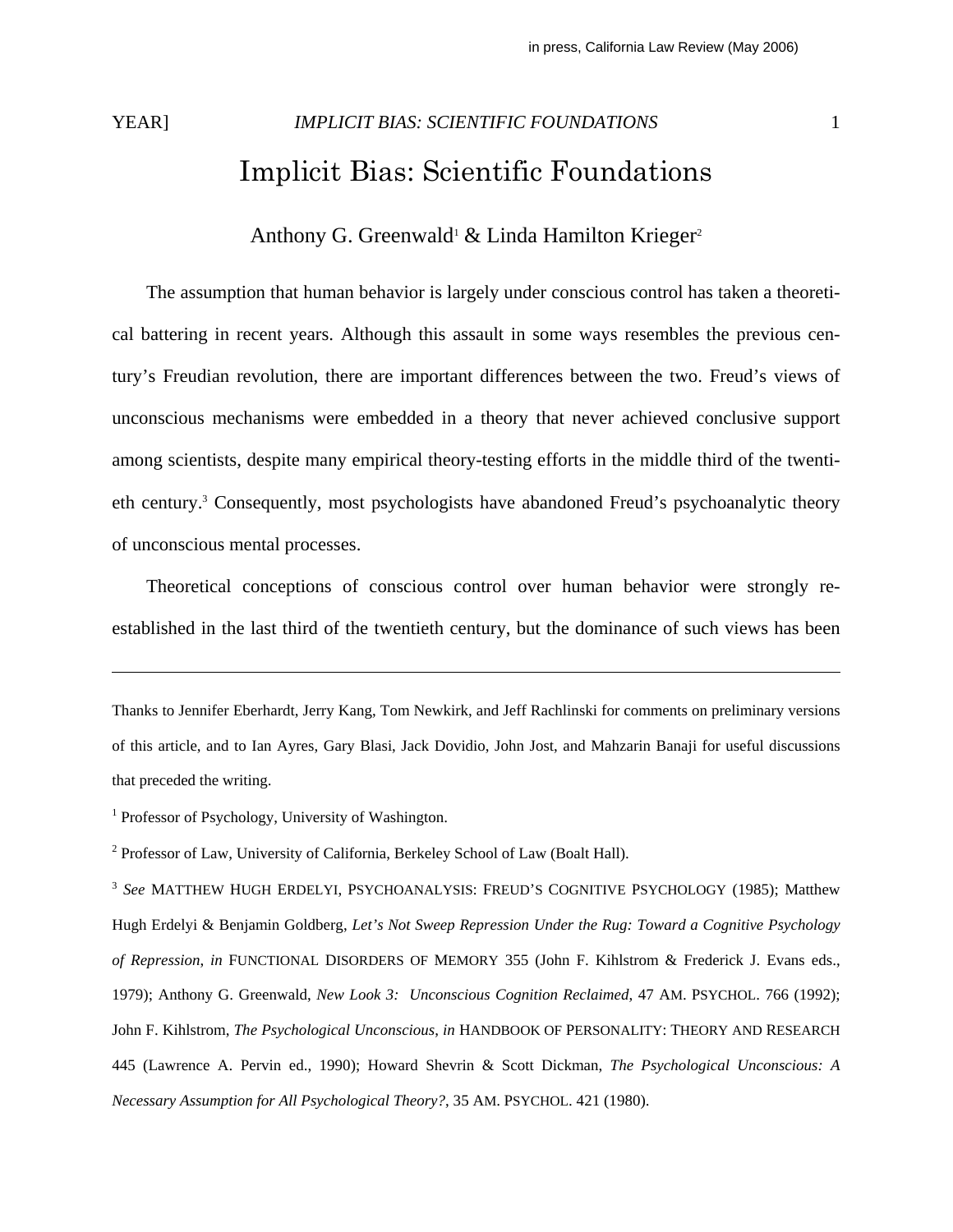# Implicit Bias: Scientific Foundations

Anthony G. Greenwald[1] & Linda Hamilton Krieger[2]

The assumption that human behavior is largely under conscious control has taken a theoretical battering in recent years. Although this assault in some ways resembles the previous century's Freudian revolution, there are important differences between the two. Freud's views of unconscious mechanisms were embedded in a theory that never achieved conclusive support among scientists, despite many empirical theory-testing efforts in the middle third of the twentieth century.[3] Consequently, most psychologists have abandoned Freud's psychoanalytic theory of unconscious mental processes.

Theoretical conceptions of conscious control over human behavior were strongly re-established in the last third of the twentieth century, but the dominance of such views has been

---

Thanks to Jennifer Eberhardt, Jerry Kang, Tom Newkirk, and Jeff Rachlinski for comments on preliminary versions of this article, and to Ian Ayres, Gary Blasi, Jack Dovidio, John Jost, and Mahzarin Banaji for useful discussions that preceded the writing.

[1] Professor of Psychology, University of Washington.

[2] Professor of Law, University of California, Berkeley School of Law (Boalt Hall).

[3] *See* MATTHEW HUGH ERDELYI, PSYCHOANALYSIS: FREUD'S COGNITIVE PSYCHOLOGY (1985); Matthew Hugh Erdelyi & Benjamin Goldberg, *Let's Not Sweep Repression Under the Rug: Toward a Cognitive Psychology of Repression*, *in* FUNCTIONAL DISORDERS OF MEMORY 355 (John F. Kihlstrom & Frederick J. Evans eds., 1979); Anthony G. Greenwald, *New Look 3: Unconscious Cognition Reclaimed*, 47 AM. PSYCHOL. 766 (1992); John F. Kihlstrom, *The Psychological Unconscious*, *in* HANDBOOK OF PERSONALITY: THEORY AND RESEARCH 445 (Lawrence A. Pervin ed., 1990); Howard Shevrin & Scott Dickman, *The Psychological Unconscious: A Necessary Assumption for All Psychological Theory?*, 35 AM. PSYCHOL. 421 (1980).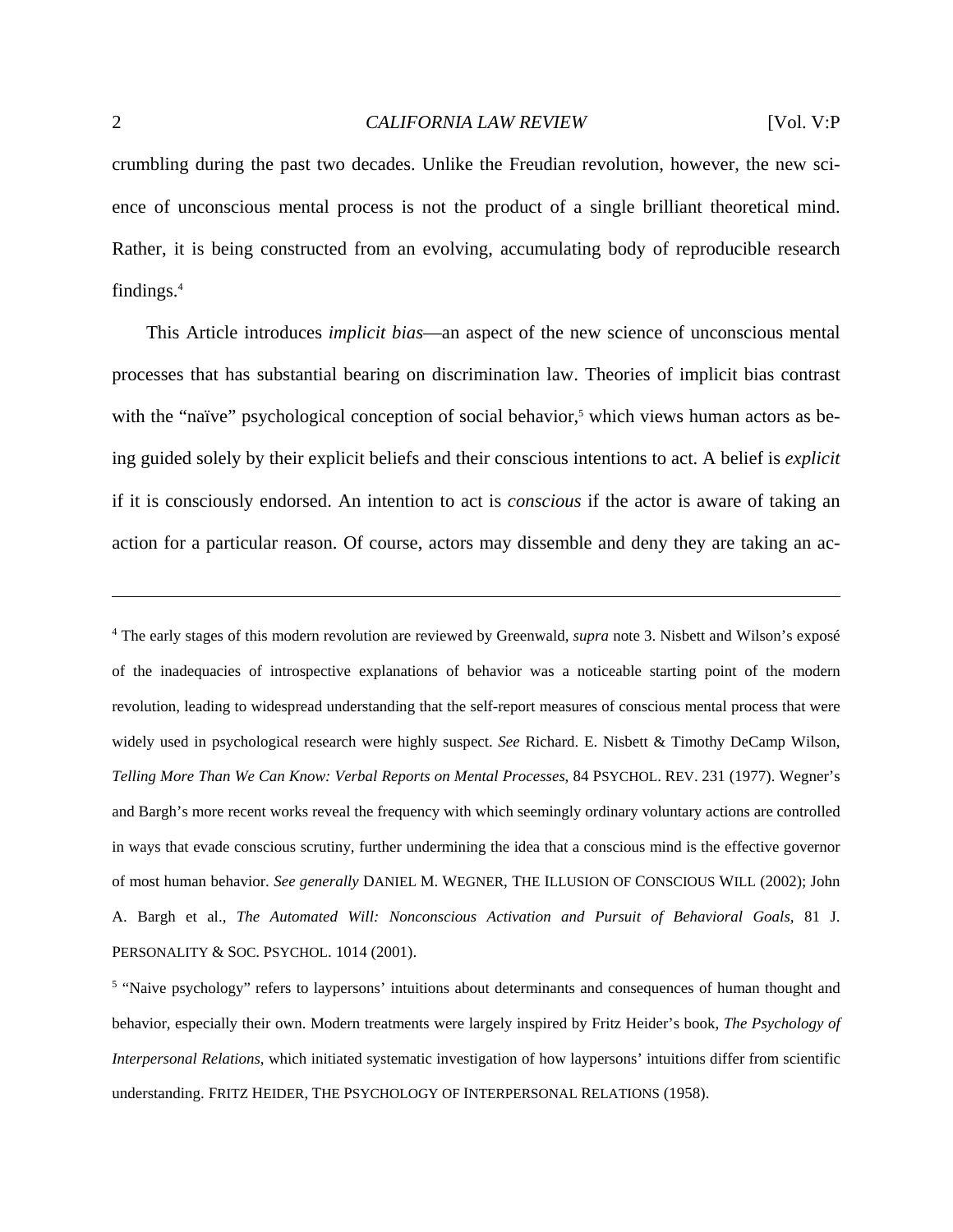crumbling during the past two decades. Unlike the Freudian revolution, however, the new science of unconscious mental process is not the product of a single brilliant theoretical mind. Rather, it is being constructed from an evolving, accumulating body of reproducible research findings.[4]

This Article introduces *implicit bias*—an aspect of the new science of unconscious mental processes that has substantial bearing on discrimination law. Theories of implicit bias contrast with the "naïve" psychological conception of social behavior,[5] which views human actors as being guided solely by their explicit beliefs and their conscious intentions to act. A belief is *explicit* if it is consciously endorsed. An intention to act is *conscious* if the actor is aware of taking an action for a particular reason. Of course, actors may dissemble and deny they are taking an ac-

---

[4] The early stages of this modern revolution are reviewed by Greenwald, *supra* note 3. Nisbett and Wilson's exposé of the inadequacies of introspective explanations of behavior was a noticeable starting point of the modern revolution, leading to widespread understanding that the self-report measures of conscious mental process that were widely used in psychological research were highly suspect. *See* Richard. E. Nisbett & Timothy DeCamp Wilson, *Telling More Than We Can Know: Verbal Reports on Mental Processes*, 84 PSYCHOL. REV. 231 (1977). Wegner's and Bargh's more recent works reveal the frequency with which seemingly ordinary voluntary actions are controlled in ways that evade conscious scrutiny, further undermining the idea that a conscious mind is the effective governor of most human behavior. *See generally* DANIEL M. WEGNER, THE ILLUSION OF CONSCIOUS WILL (2002); John A. Bargh et al., *The Automated Will: Nonconscious Activation and Pursuit of Behavioral Goals*, 81 J. PERSONALITY & SOC. PSYCHOL. 1014 (2001).

[5] "Naive psychology" refers to laypersons' intuitions about determinants and consequences of human thought and behavior, especially their own. Modern treatments were largely inspired by Fritz Heider's book, *The Psychology of Interpersonal Relations*, which initiated systematic investigation of how laypersons' intuitions differ from scientific understanding. FRITZ HEIDER, THE PSYCHOLOGY OF INTERPERSONAL RELATIONS (1958).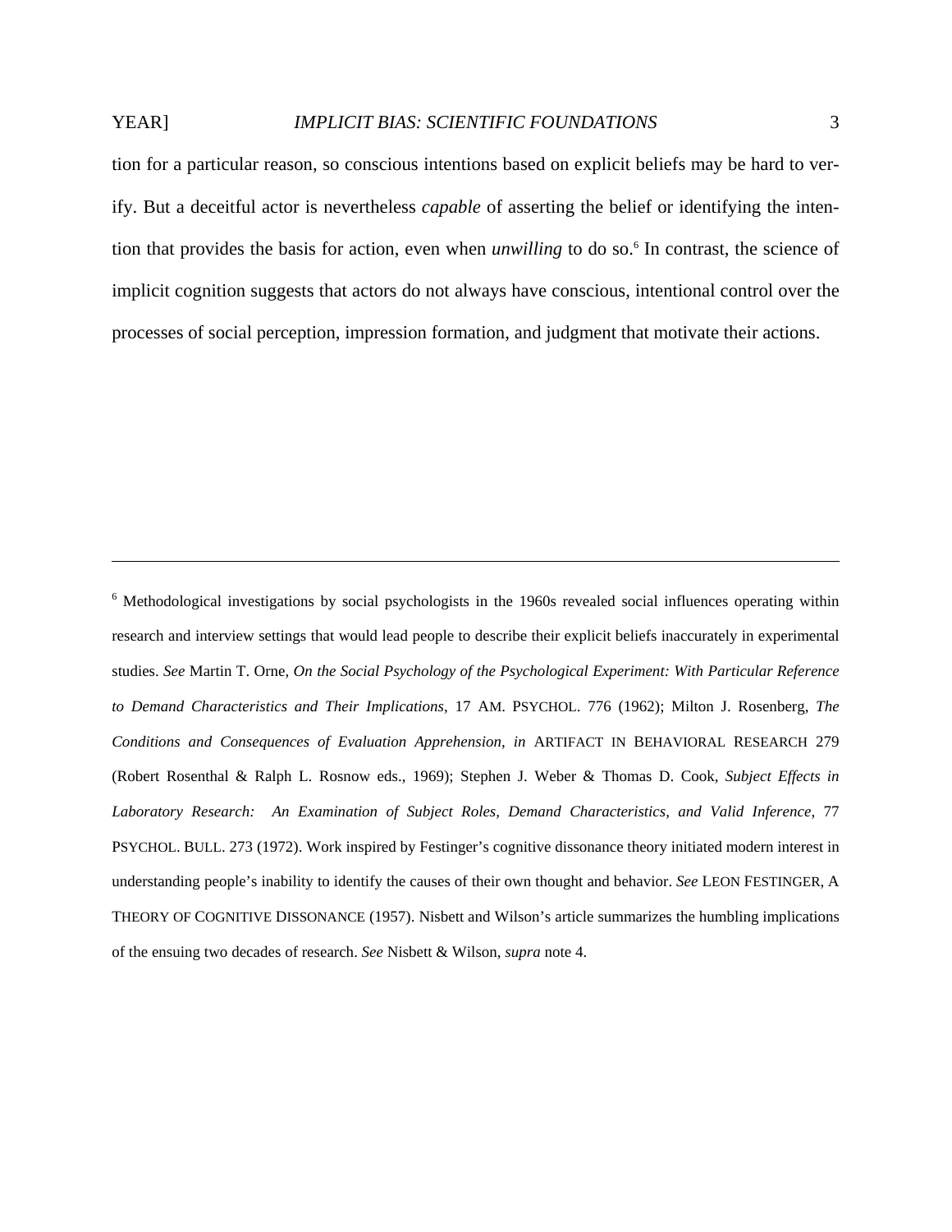tion for a particular reason, so conscious intentions based on explicit beliefs may be hard to verify. But a deceitful actor is nevertheless *capable* of asserting the belief or identifying the intention that provides the basis for action, even when *unwilling* to do so.[6] In contrast, the science of implicit cognition suggests that actors do not always have conscious, intentional control over the processes of social perception, impression formation, and judgment that motivate their actions.

---

[6] Methodological investigations by social psychologists in the 1960s revealed social influences operating within research and interview settings that would lead people to describe their explicit beliefs inaccurately in experimental studies. *See* Martin T. Orne, *On the Social Psychology of the Psychological Experiment: With Particular Reference to Demand Characteristics and Their Implications*, 17 AM. PSYCHOL. 776 (1962); Milton J. Rosenberg, *The Conditions and Consequences of Evaluation Apprehension*, *in* ARTIFACT IN BEHAVIORAL RESEARCH 279 (Robert Rosenthal & Ralph L. Rosnow eds., 1969); Stephen J. Weber & Thomas D. Cook, *Subject Effects in Laboratory Research: An Examination of Subject Roles, Demand Characteristics, and Valid Inference*, 77 PSYCHOL. BULL. 273 (1972). Work inspired by Festinger's cognitive dissonance theory initiated modern interest in understanding people's inability to identify the causes of their own thought and behavior. *See* LEON FESTINGER, A THEORY OF COGNITIVE DISSONANCE (1957). Nisbett and Wilson's article summarizes the humbling implications of the ensuing two decades of research. *See* Nisbett & Wilson, *supra* note 4.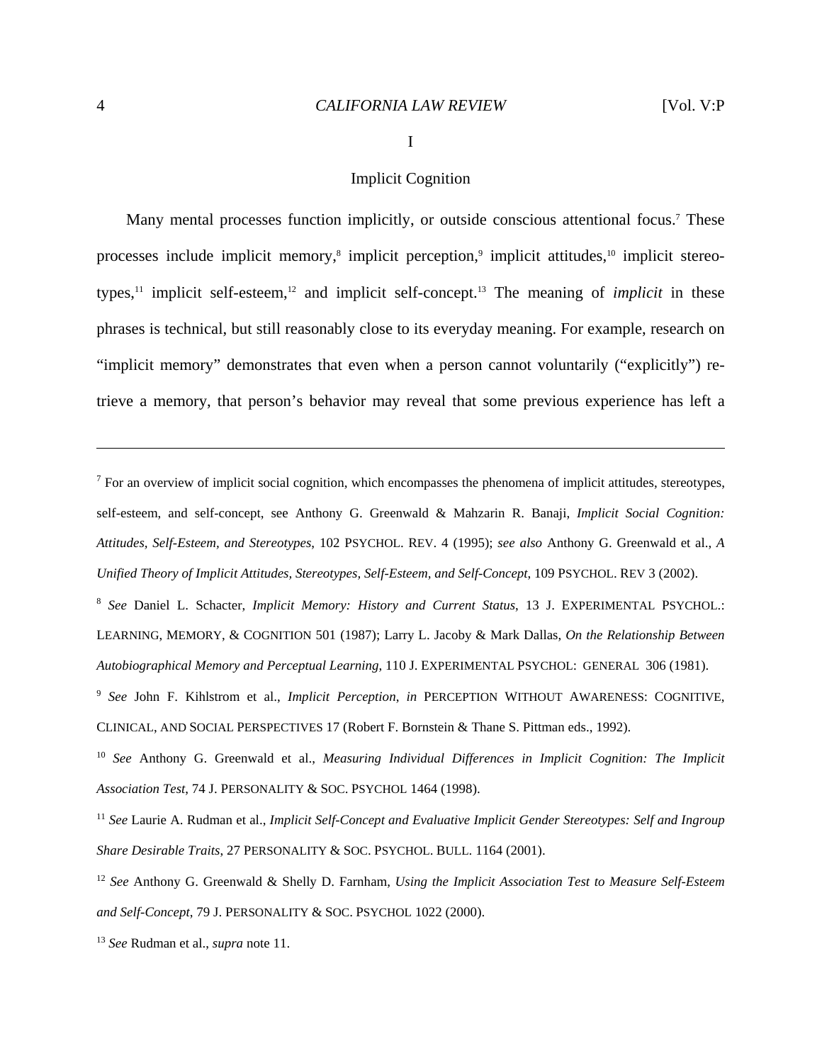# I

## Implicit Cognition

Many mental processes function implicitly, or outside conscious attentional focus.[7] These processes include implicit memory,[8] implicit perception,[9] implicit attitudes,[10] implicit stereotypes,[11] implicit self-esteem,[12] and implicit self-concept.[13] The meaning of *implicit* in these phrases is technical, but still reasonably close to its everyday meaning. For example, research on "implicit memory" demonstrates that even when a person cannot voluntarily ("explicitly") retrieve a memory, that person's behavior may reveal that some previous experience has left a

---

[7] For an overview of implicit social cognition, which encompasses the phenomena of implicit attitudes, stereotypes, self-esteem, and self-concept, see Anthony G. Greenwald & Mahzarin R. Banaji, *Implicit Social Cognition: Attitudes, Self-Esteem, and Stereotypes*, 102 PSYCHOL. REV. 4 (1995); *see also* Anthony G. Greenwald et al., *A Unified Theory of Implicit Attitudes, Stereotypes, Self-Esteem, and Self-Concept*, 109 PSYCHOL. REV 3 (2002).

[8] *See* Daniel L. Schacter, *Implicit Memory: History and Current Status*, 13 J. EXPERIMENTAL PSYCHOL.: LEARNING, MEMORY, & COGNITION 501 (1987); Larry L. Jacoby & Mark Dallas, *On the Relationship Between Autobiographical Memory and Perceptual Learning*, 110 J. EXPERIMENTAL PSYCHOL: GENERAL 306 (1981).

[9] *See* John F. Kihlstrom et al., *Implicit Perception*, *in* PERCEPTION WITHOUT AWARENESS: COGNITIVE, CLINICAL, AND SOCIAL PERSPECTIVES 17 (Robert F. Bornstein & Thane S. Pittman eds., 1992).

[10] *See* Anthony G. Greenwald et al., *Measuring Individual Differences in Implicit Cognition: The Implicit Association Test*, 74 J. PERSONALITY & SOC. PSYCHOL 1464 (1998).

[11] *See* Laurie A. Rudman et al., *Implicit Self-Concept and Evaluative Implicit Gender Stereotypes: Self and Ingroup Share Desirable Traits*, 27 PERSONALITY & SOC. PSYCHOL. BULL. 1164 (2001).

[12] *See* Anthony G. Greenwald & Shelly D. Farnham, *Using the Implicit Association Test to Measure Self-Esteem and Self-Concept*, 79 J. PERSONALITY & SOC. PSYCHOL 1022 (2000).

[13] *See* Rudman et al., *supra* note 11.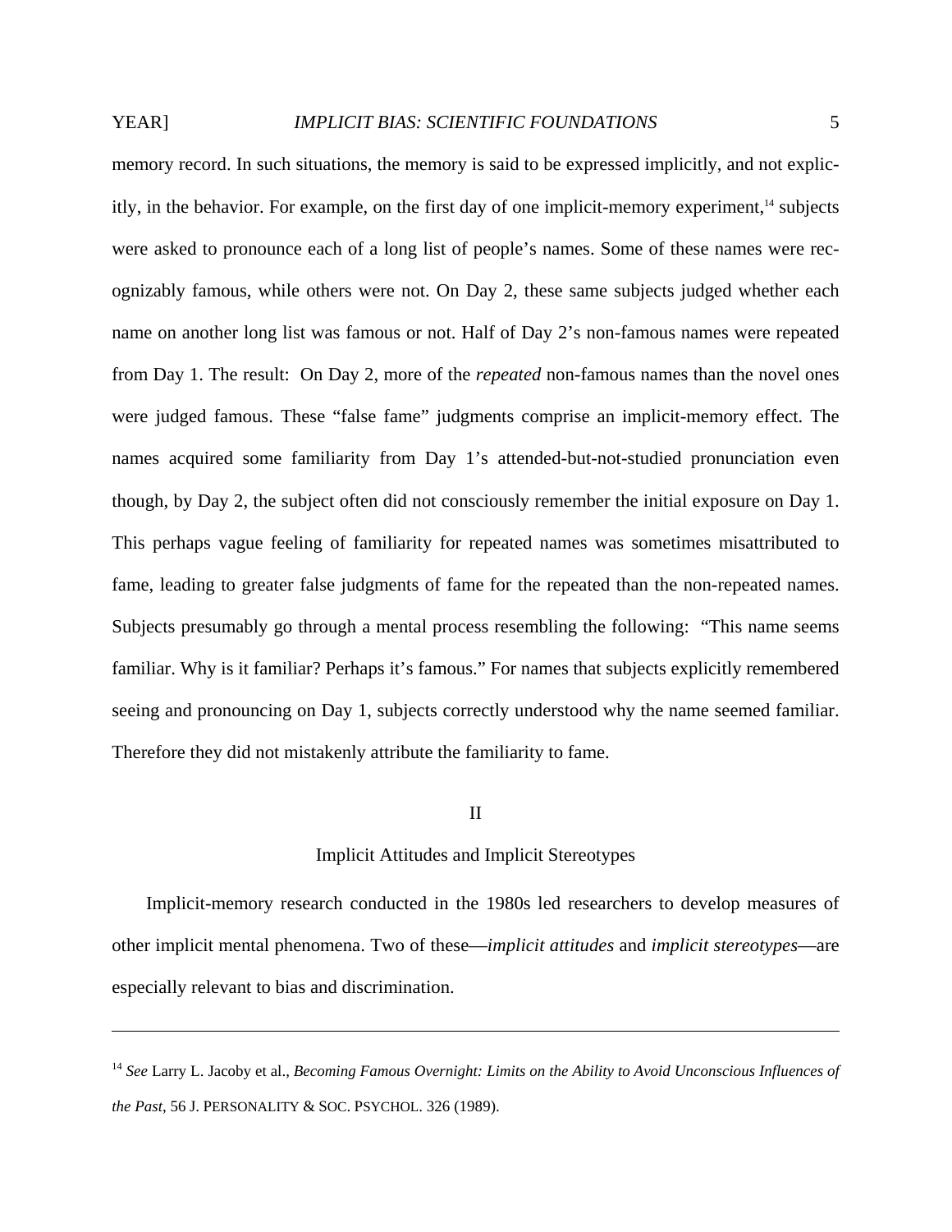memory record. In such situations, the memory is said to be expressed implicitly, and not explicitly, in the behavior. For example, on the first day of one implicit-memory experiment,[14] subjects were asked to pronounce each of a long list of people's names. Some of these names were recognizably famous, while others were not. On Day 2, these same subjects judged whether each name on another long list was famous or not. Half of Day 2's non-famous names were repeated from Day 1. The result: On Day 2, more of the *repeated* non-famous names than the novel ones were judged famous. These "false fame" judgments comprise an implicit-memory effect. The names acquired some familiarity from Day 1's attended-but-not-studied pronunciation even though, by Day 2, the subject often did not consciously remember the initial exposure on Day 1. This perhaps vague feeling of familiarity for repeated names was sometimes misattributed to fame, leading to greater false judgments of fame for the repeated than the non-repeated names. Subjects presumably go through a mental process resembling the following: "This name seems familiar. Why is it familiar? Perhaps it's famous." For names that subjects explicitly remembered seeing and pronouncing on Day 1, subjects correctly understood why the name seemed familiar. Therefore they did not mistakenly attribute the familiarity to fame.

## II

## Implicit Attitudes and Implicit Stereotypes

Implicit-memory research conducted in the 1980s led researchers to develop measures of other implicit mental phenomena. Two of these—*implicit attitudes* and *implicit stereotypes*—are especially relevant to bias and discrimination.

---

[14] *See* Larry L. Jacoby et al., *Becoming Famous Overnight: Limits on the Ability to Avoid Unconscious Influences of the Past*, 56 J. PERSONALITY & SOC. PSYCHOL. 326 (1989).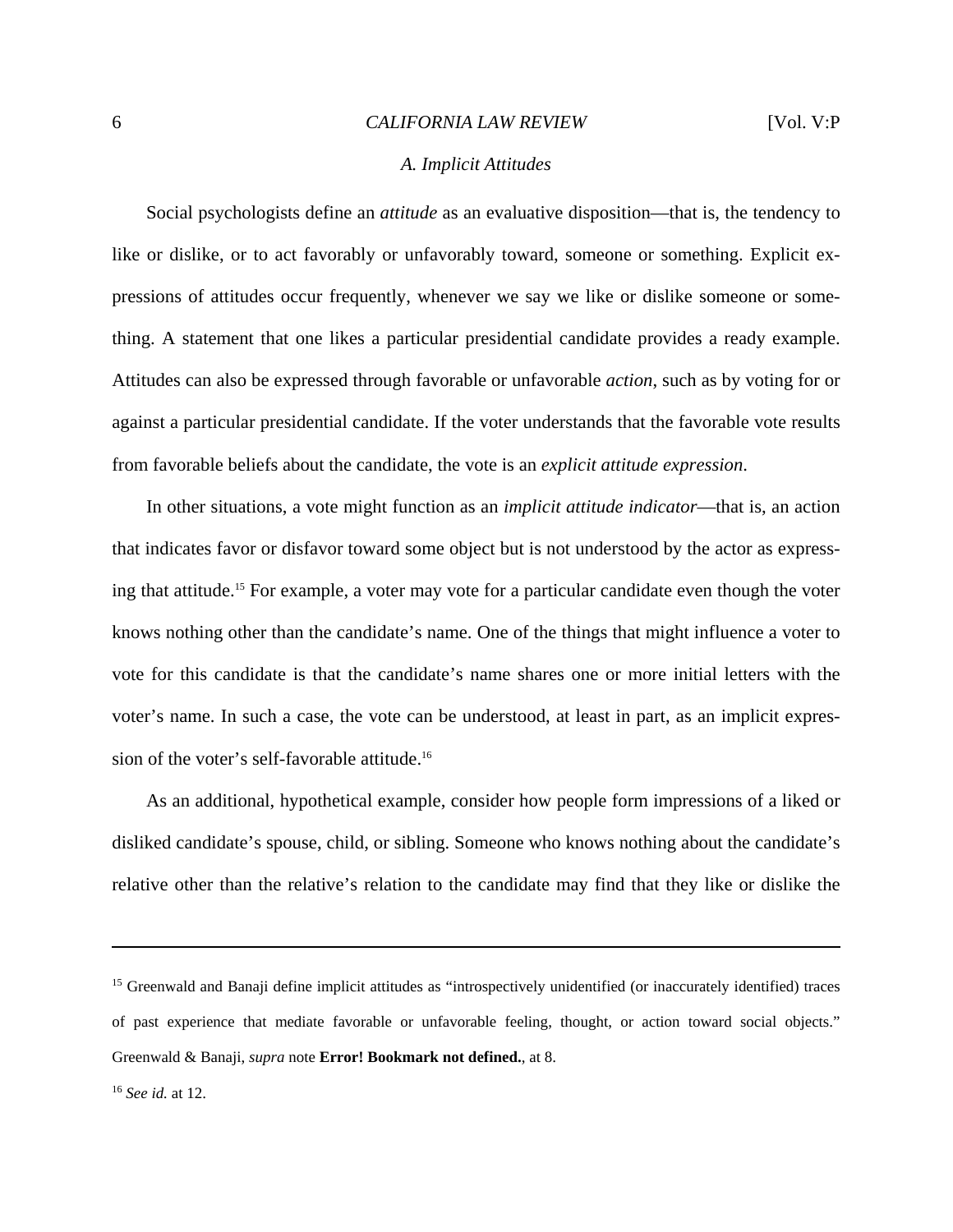### *A. Implicit Attitudes*

Social psychologists define an *attitude* as an evaluative disposition—that is, the tendency to like or dislike, or to act favorably or unfavorably toward, someone or something. Explicit expressions of attitudes occur frequently, whenever we say we like or dislike someone or something. A statement that one likes a particular presidential candidate provides a ready example. Attitudes can also be expressed through favorable or unfavorable *action*, such as by voting for or against a particular presidential candidate. If the voter understands that the favorable vote results from favorable beliefs about the candidate, the vote is an *explicit attitude expression*.

In other situations, a vote might function as an *implicit attitude indicator*—that is, an action that indicates favor or disfavor toward some object but is not understood by the actor as expressing that attitude.[15] For example, a voter may vote for a particular candidate even though the voter knows nothing other than the candidate's name. One of the things that might influence a voter to vote for this candidate is that the candidate's name shares one or more initial letters with the voter's name. In such a case, the vote can be understood, at least in part, as an implicit expression of the voter's self-favorable attitude.[16]

As an additional, hypothetical example, consider how people form impressions of a liked or disliked candidate's spouse, child, or sibling. Someone who knows nothing about the candidate's relative other than the relative's relation to the candidate may find that they like or dislike the

---

[15] Greenwald and Banaji define implicit attitudes as "introspectively unidentified (or inaccurately identified) traces of past experience that mediate favorable or unfavorable feeling, thought, or action toward social objects." Greenwald & Banaji, *supra* note **Error! Bookmark not defined.**, at 8.

[16] *See id.* at 12.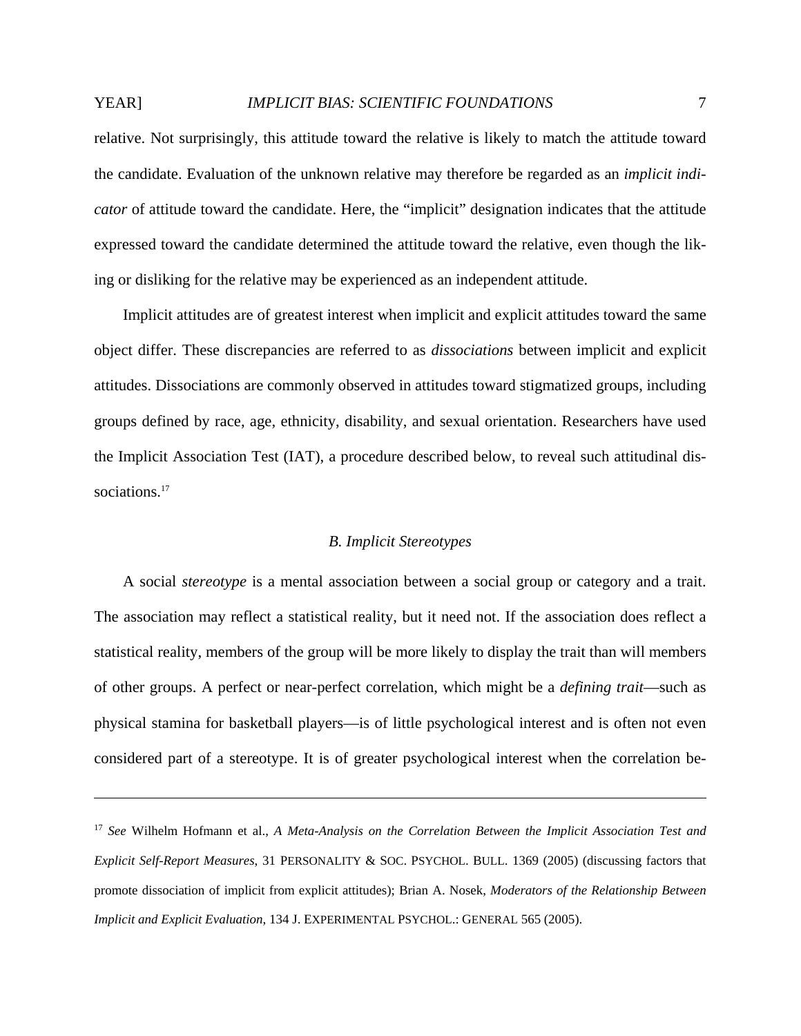relative. Not surprisingly, this attitude toward the relative is likely to match the attitude toward the candidate. Evaluation of the unknown relative may therefore be regarded as an *implicit indicator* of attitude toward the candidate. Here, the "implicit" designation indicates that the attitude expressed toward the candidate determined the attitude toward the relative, even though the liking or disliking for the relative may be experienced as an independent attitude.

Implicit attitudes are of greatest interest when implicit and explicit attitudes toward the same object differ. These discrepancies are referred to as *dissociations* between implicit and explicit attitudes. Dissociations are commonly observed in attitudes toward stigmatized groups, including groups defined by race, age, ethnicity, disability, and sexual orientation. Researchers have used the Implicit Association Test (IAT), a procedure described below, to reveal such attitudinal dissociations.[17]

### *B. Implicit Stereotypes*

A social *stereotype* is a mental association between a social group or category and a trait. The association may reflect a statistical reality, but it need not. If the association does reflect a statistical reality, members of the group will be more likely to display the trait than will members of other groups. A perfect or near-perfect correlation, which might be a *defining trait*—such as physical stamina for basketball players—is of little psychological interest and is often not even considered part of a stereotype. It is of greater psychological interest when the correlation be-

---

[17] *See* Wilhelm Hofmann et al., *A Meta-Analysis on the Correlation Between the Implicit Association Test and Explicit Self-Report Measures*, 31 PERSONALITY & SOC. PSYCHOL. BULL. 1369 (2005) (discussing factors that promote dissociation of implicit from explicit attitudes); Brian A. Nosek, *Moderators of the Relationship Between Implicit and Explicit Evaluation*, 134 J. EXPERIMENTAL PSYCHOL.: GENERAL 565 (2005).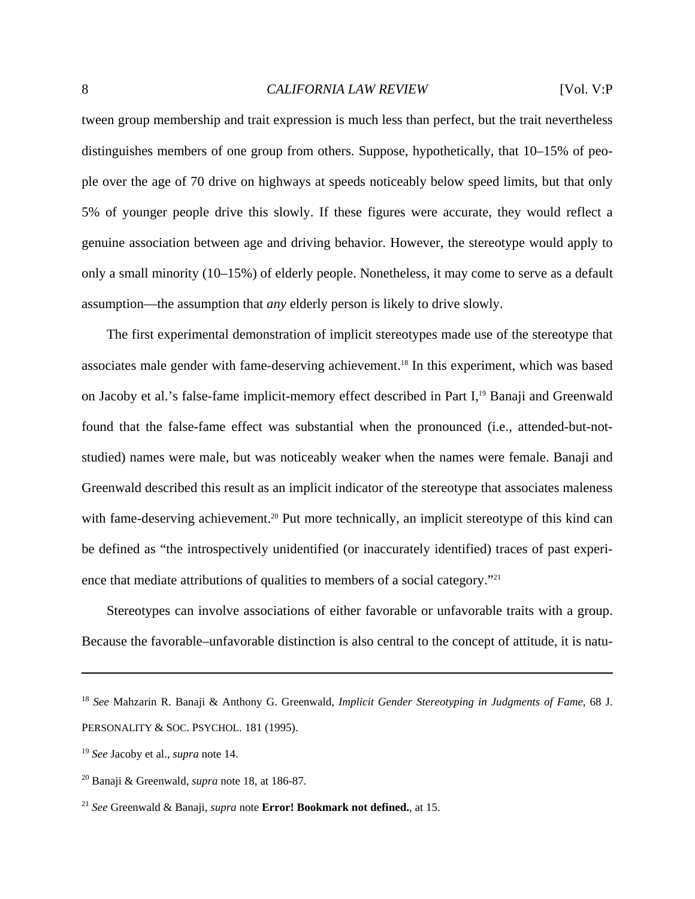tween group membership and trait expression is much less than perfect, but the trait nevertheless distinguishes members of one group from others. Suppose, hypothetically, that 10–15% of people over the age of 70 drive on highways at speeds noticeably below speed limits, but that only 5% of younger people drive this slowly. If these figures were accurate, they would reflect a genuine association between age and driving behavior. However, the stereotype would apply to only a small minority (10–15%) of elderly people. Nonetheless, it may come to serve as a default assumption—the assumption that *any* elderly person is likely to drive slowly.

The first experimental demonstration of implicit stereotypes made use of the stereotype that associates male gender with fame-deserving achievement.[18] In this experiment, which was based on Jacoby et al.'s false-fame implicit-memory effect described in Part I,[19] Banaji and Greenwald found that the false-fame effect was substantial when the pronounced (i.e., attended-but-not-studied) names were male, but was noticeably weaker when the names were female. Banaji and Greenwald described this result as an implicit indicator of the stereotype that associates maleness with fame-deserving achievement.[20] Put more technically, an implicit stereotype of this kind can be defined as "the introspectively unidentified (or inaccurately identified) traces of past experience that mediate attributions of qualities to members of a social category."[21]

Stereotypes can involve associations of either favorable or unfavorable traits with a group. Because the favorable–unfavorable distinction is also central to the concept of attitude, it is natu-

---

[18] *See* Mahzarin R. Banaji & Anthony G. Greenwald, *Implicit Gender Stereotyping in Judgments of Fame*, 68 J. PERSONALITY & SOC. PSYCHOL. 181 (1995).

[19] *See* Jacoby et al., *supra* note 14.

[20] Banaji & Greenwald, *supra* note 18, at 186-87.

[21] *See* Greenwald & Banaji, *supra* note **Error! Bookmark not defined.**, at 15.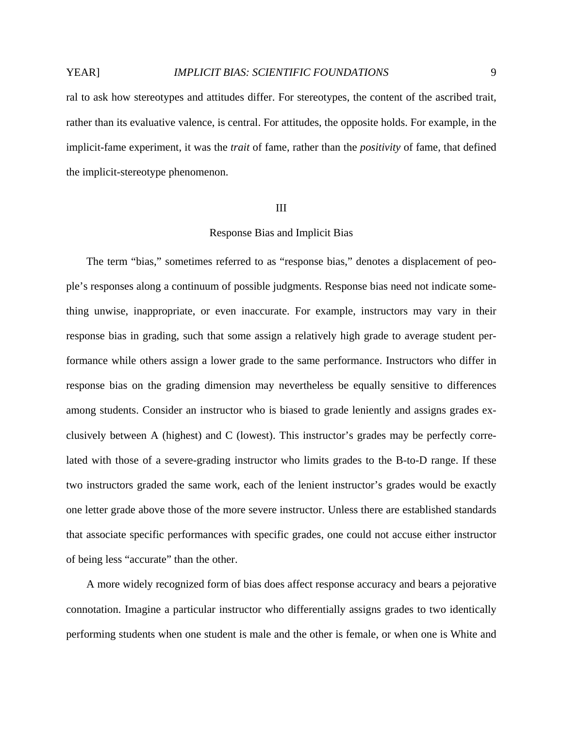ral to ask how stereotypes and attitudes differ. For stereotypes, the content of the ascribed trait, rather than its evaluative valence, is central. For attitudes, the opposite holds. For example, in the implicit-fame experiment, it was the *trait* of fame, rather than the *positivity* of fame, that defined the implicit-stereotype phenomenon.

## III

## Response Bias and Implicit Bias

The term "bias," sometimes referred to as "response bias," denotes a displacement of people's responses along a continuum of possible judgments. Response bias need not indicate something unwise, inappropriate, or even inaccurate. For example, instructors may vary in their response bias in grading, such that some assign a relatively high grade to average student performance while others assign a lower grade to the same performance. Instructors who differ in response bias on the grading dimension may nevertheless be equally sensitive to differences among students. Consider an instructor who is biased to grade leniently and assigns grades exclusively between A (highest) and C (lowest). This instructor's grades may be perfectly correlated with those of a severe-grading instructor who limits grades to the B-to-D range. If these two instructors graded the same work, each of the lenient instructor's grades would be exactly one letter grade above those of the more severe instructor. Unless there are established standards that associate specific performances with specific grades, one could not accuse either instructor of being less "accurate" than the other.

A more widely recognized form of bias does affect response accuracy and bears a pejorative connotation. Imagine a particular instructor who differentially assigns grades to two identically performing students when one student is male and the other is female, or when one is White and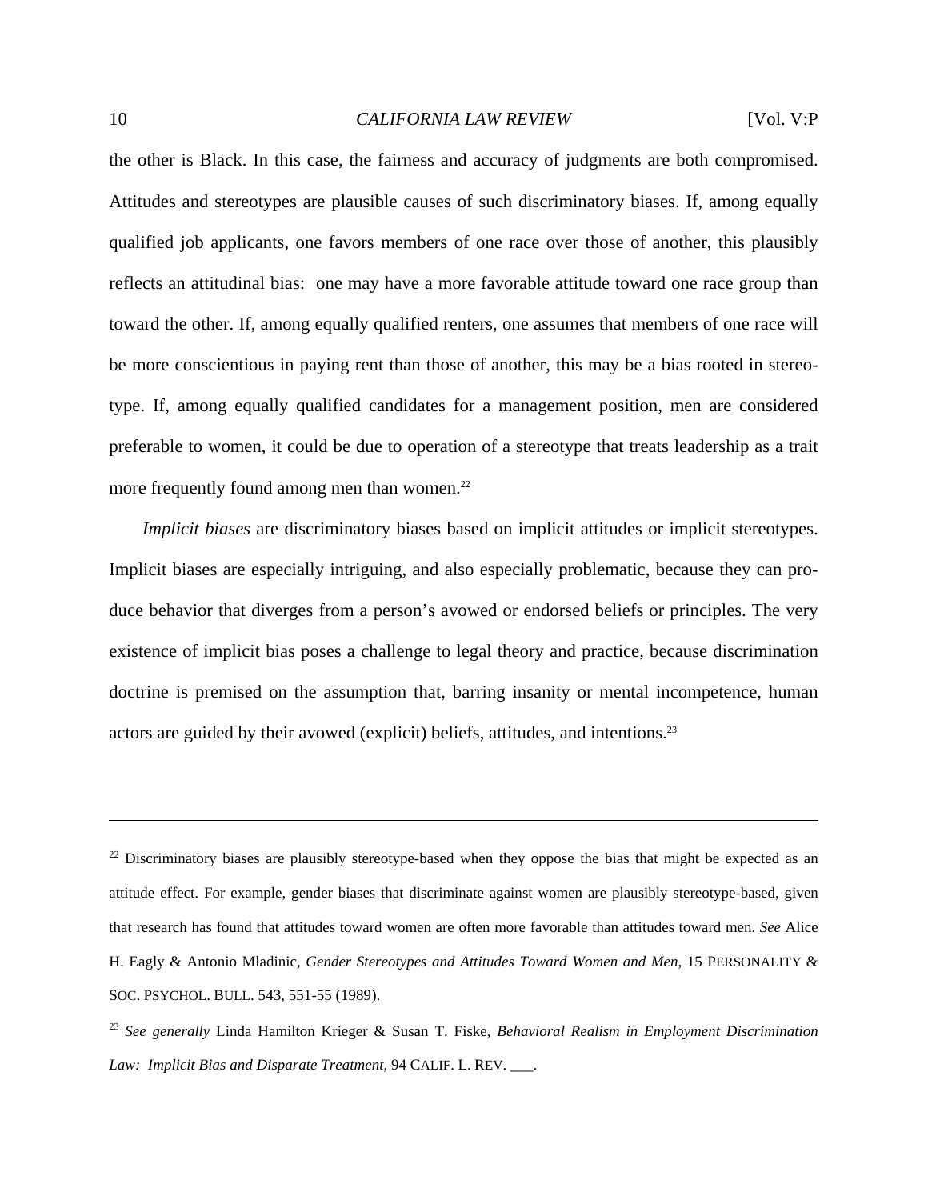the other is Black. In this case, the fairness and accuracy of judgments are both compromised. Attitudes and stereotypes are plausible causes of such discriminatory biases. If, among equally qualified job applicants, one favors members of one race over those of another, this plausibly reflects an attitudinal bias: one may have a more favorable attitude toward one race group than toward the other. If, among equally qualified renters, one assumes that members of one race will be more conscientious in paying rent than those of another, this may be a bias rooted in stereotype. If, among equally qualified candidates for a management position, men are considered preferable to women, it could be due to operation of a stereotype that treats leadership as a trait more frequently found among men than women.[22]

*Implicit biases* are discriminatory biases based on implicit attitudes or implicit stereotypes. Implicit biases are especially intriguing, and also especially problematic, because they can produce behavior that diverges from a person's avowed or endorsed beliefs or principles. The very existence of implicit bias poses a challenge to legal theory and practice, because discrimination doctrine is premised on the assumption that, barring insanity or mental incompetence, human actors are guided by their avowed (explicit) beliefs, attitudes, and intentions.[23]

---

[22] Discriminatory biases are plausibly stereotype-based when they oppose the bias that might be expected as an attitude effect. For example, gender biases that discriminate against women are plausibly stereotype-based, given that research has found that attitudes toward women are often more favorable than attitudes toward men. *See* Alice H. Eagly & Antonio Mladinic, *Gender Stereotypes and Attitudes Toward Women and Men*, 15 PERSONALITY & SOC. PSYCHOL. BULL. 543, 551-55 (1989).

[23] *See generally* Linda Hamilton Krieger & Susan T. Fiske, *Behavioral Realism in Employment Discrimination Law: Implicit Bias and Disparate Treatment,* 94 CALIF. L. REV. ___.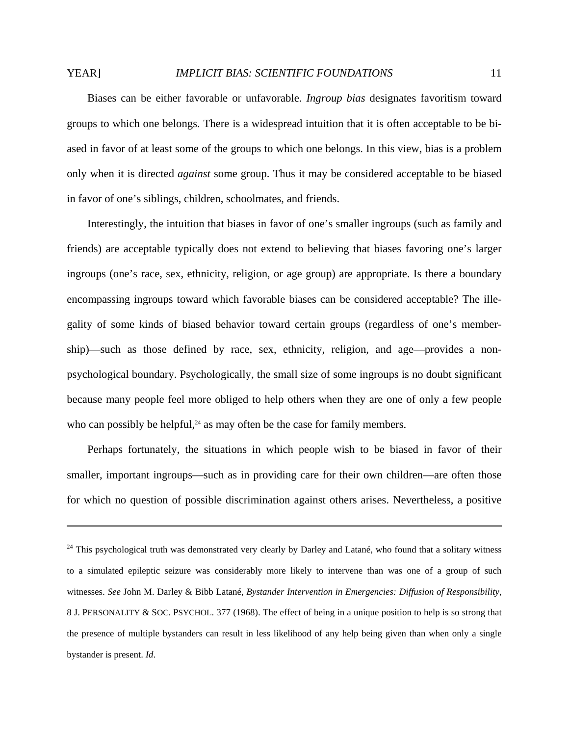Biases can be either favorable or unfavorable. *Ingroup bias* designates favoritism toward groups to which one belongs. There is a widespread intuition that it is often acceptable to be biased in favor of at least some of the groups to which one belongs. In this view, bias is a problem only when it is directed *against* some group. Thus it may be considered acceptable to be biased in favor of one's siblings, children, schoolmates, and friends.

Interestingly, the intuition that biases in favor of one's smaller ingroups (such as family and friends) are acceptable typically does not extend to believing that biases favoring one's larger ingroups (one's race, sex, ethnicity, religion, or age group) are appropriate. Is there a boundary encompassing ingroups toward which favorable biases can be considered acceptable? The illegality of some kinds of biased behavior toward certain groups (regardless of one's membership)—such as those defined by race, sex, ethnicity, religion, and age—provides a non-psychological boundary. Psychologically, the small size of some ingroups is no doubt significant because many people feel more obliged to help others when they are one of only a few people who can possibly be helpful,[24] as may often be the case for family members.

Perhaps fortunately, the situations in which people wish to be biased in favor of their smaller, important ingroups—such as in providing care for their own children—are often those for which no question of possible discrimination against others arises. Nevertheless, a positive

---

[24] This psychological truth was demonstrated very clearly by Darley and Latané, who found that a solitary witness to a simulated epileptic seizure was considerably more likely to intervene than was one of a group of such witnesses. *See* John M. Darley & Bibb Latané, *Bystander Intervention in Emergencies: Diffusion of Responsibility*, 8 J. PERSONALITY & SOC. PSYCHOL. 377 (1968). The effect of being in a unique position to help is so strong that the presence of multiple bystanders can result in less likelihood of any help being given than when only a single bystander is present. *Id*.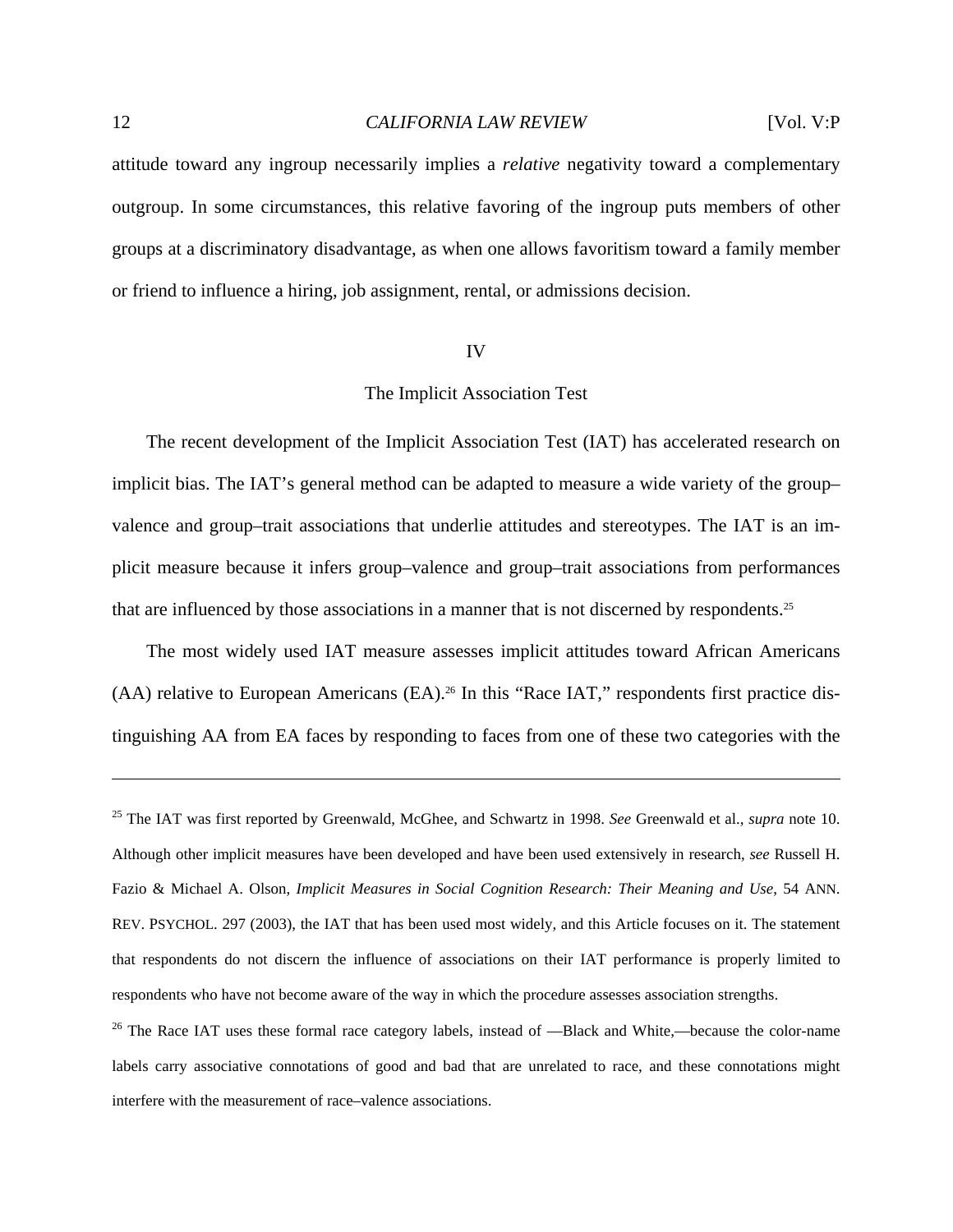attitude toward any ingroup necessarily implies a *relative* negativity toward a complementary outgroup. In some circumstances, this relative favoring of the ingroup puts members of other groups at a discriminatory disadvantage, as when one allows favoritism toward a family member or friend to influence a hiring, job assignment, rental, or admissions decision.

## IV

## The Implicit Association Test

The recent development of the Implicit Association Test (IAT) has accelerated research on implicit bias. The IAT's general method can be adapted to measure a wide variety of the group–valence and group–trait associations that underlie attitudes and stereotypes. The IAT is an implicit measure because it infers group–valence and group–trait associations from performances that are influenced by those associations in a manner that is not discerned by respondents.[25]

The most widely used IAT measure assesses implicit attitudes toward African Americans (AA) relative to European Americans (EA).[26] In this "Race IAT," respondents first practice distinguishing AA from EA faces by responding to faces from one of these two categories with the

---

[25] The IAT was first reported by Greenwald, McGhee, and Schwartz in 1998. *See* Greenwald et al., *supra* note 10. Although other implicit measures have been developed and have been used extensively in research, *see* Russell H. Fazio & Michael A. Olson, *Implicit Measures in Social Cognition Research: Their Meaning and Use*, 54 ANN. REV. PSYCHOL. 297 (2003), the IAT that has been used most widely, and this Article focuses on it. The statement that respondents do not discern the influence of associations on their IAT performance is properly limited to respondents who have not become aware of the way in which the procedure assesses association strengths.

[26] The Race IAT uses these formal race category labels, instead of —Black and White,—because the color-name labels carry associative connotations of good and bad that are unrelated to race, and these connotations might interfere with the measurement of race–valence associations.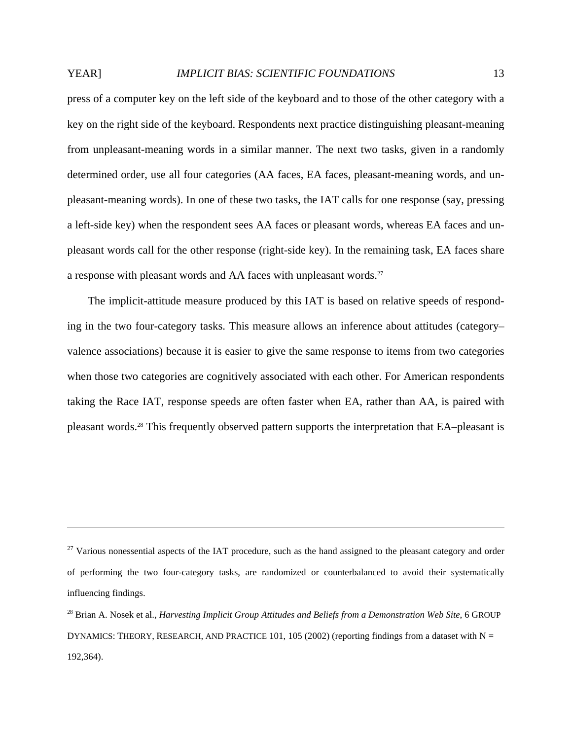press of a computer key on the left side of the keyboard and to those of the other category with a key on the right side of the keyboard. Respondents next practice distinguishing pleasant-meaning from unpleasant-meaning words in a similar manner. The next two tasks, given in a randomly determined order, use all four categories (AA faces, EA faces, pleasant-meaning words, and unpleasant-meaning words). In one of these two tasks, the IAT calls for one response (say, pressing a left-side key) when the respondent sees AA faces or pleasant words, whereas EA faces and unpleasant words call for the other response (right-side key). In the remaining task, EA faces share a response with pleasant words and AA faces with unpleasant words.[27]

The implicit-attitude measure produced by this IAT is based on relative speeds of responding in the two four-category tasks. This measure allows an inference about attitudes (category–valence associations) because it is easier to give the same response to items from two categories when those two categories are cognitively associated with each other. For American respondents taking the Race IAT, response speeds are often faster when EA, rather than AA, is paired with pleasant words.[28] This frequently observed pattern supports the interpretation that EA–pleasant is

---

[27] Various nonessential aspects of the IAT procedure, such as the hand assigned to the pleasant category and order of performing the two four-category tasks, are randomized or counterbalanced to avoid their systematically influencing findings.

[28] Brian A. Nosek et al., *Harvesting Implicit Group Attitudes and Beliefs from a Demonstration Web Site*, 6 GROUP DYNAMICS: THEORY, RESEARCH, AND PRACTICE 101, 105 (2002) (reporting findings from a dataset with N = 192,364).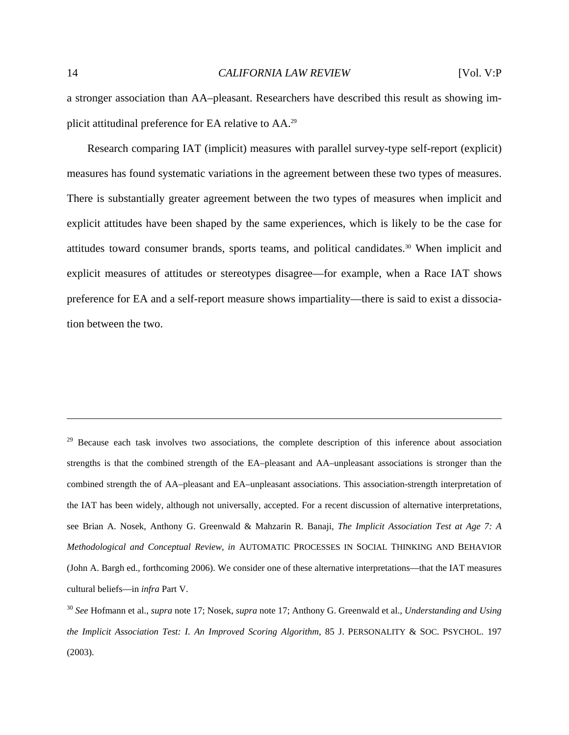a stronger association than AA–pleasant. Researchers have described this result as showing implicit attitudinal preference for EA relative to AA.[29]

Research comparing IAT (implicit) measures with parallel survey-type self-report (explicit) measures has found systematic variations in the agreement between these two types of measures. There is substantially greater agreement between the two types of measures when implicit and explicit attitudes have been shaped by the same experiences, which is likely to be the case for attitudes toward consumer brands, sports teams, and political candidates.[30] When implicit and explicit measures of attitudes or stereotypes disagree—for example, when a Race IAT shows preference for EA and a self-report measure shows impartiality—there is said to exist a dissociation between the two.

---

[29] Because each task involves two associations, the complete description of this inference about association strengths is that the combined strength of the EA–pleasant and AA–unpleasant associations is stronger than the combined strength the of AA–pleasant and EA–unpleasant associations. This association-strength interpretation of the IAT has been widely, although not universally, accepted. For a recent discussion of alternative interpretations, see Brian A. Nosek, Anthony G. Greenwald & Mahzarin R. Banaji, *The Implicit Association Test at Age 7: A Methodological and Conceptual Review*, *in* AUTOMATIC PROCESSES IN SOCIAL THINKING AND BEHAVIOR (John A. Bargh ed., forthcoming 2006). We consider one of these alternative interpretations—that the IAT measures cultural beliefs—in *infra* Part V.

[30] *See* Hofmann et al., *supra* note 17; Nosek, *supra* note 17; Anthony G. Greenwald et al., *Understanding and Using the Implicit Association Test: I. An Improved Scoring Algorithm*, 85 J. PERSONALITY & SOC. PSYCHOL. 197 (2003).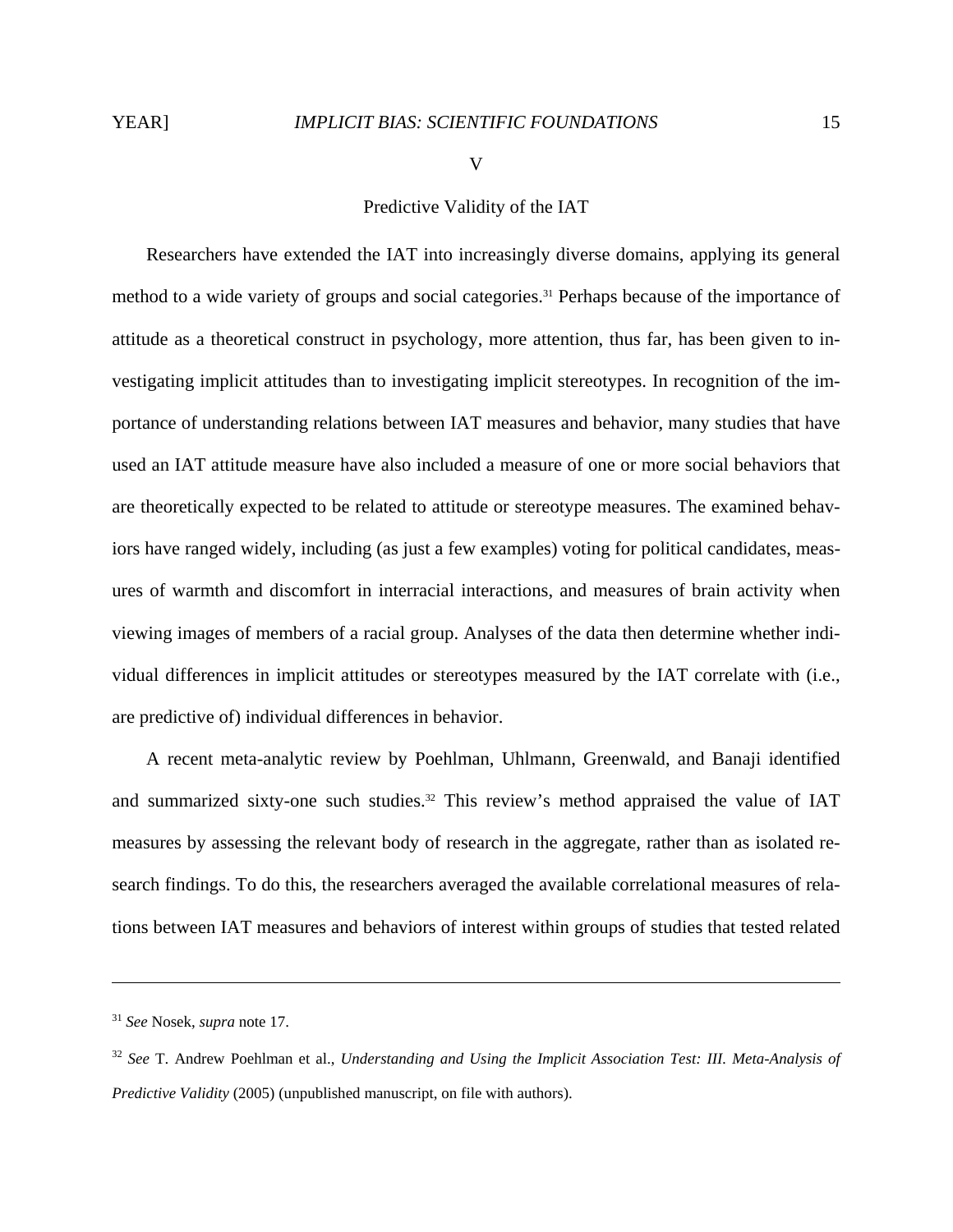## V

## Predictive Validity of the IAT

Researchers have extended the IAT into increasingly diverse domains, applying its general method to a wide variety of groups and social categories.[31] Perhaps because of the importance of attitude as a theoretical construct in psychology, more attention, thus far, has been given to investigating implicit attitudes than to investigating implicit stereotypes. In recognition of the importance of understanding relations between IAT measures and behavior, many studies that have used an IAT attitude measure have also included a measure of one or more social behaviors that are theoretically expected to be related to attitude or stereotype measures. The examined behaviors have ranged widely, including (as just a few examples) voting for political candidates, measures of warmth and discomfort in interracial interactions, and measures of brain activity when viewing images of members of a racial group. Analyses of the data then determine whether individual differences in implicit attitudes or stereotypes measured by the IAT correlate with (i.e., are predictive of) individual differences in behavior.

A recent meta-analytic review by Poehlman, Uhlmann, Greenwald, and Banaji identified and summarized sixty-one such studies.[32] This review's method appraised the value of IAT measures by assessing the relevant body of research in the aggregate, rather than as isolated research findings. To do this, the researchers averaged the available correlational measures of relations between IAT measures and behaviors of interest within groups of studies that tested related

---

[31] *See* Nosek, *supra* note 17.

[32] *See* T. Andrew Poehlman et al., *Understanding and Using the Implicit Association Test: III. Meta-Analysis of Predictive Validity* (2005) (unpublished manuscript, on file with authors).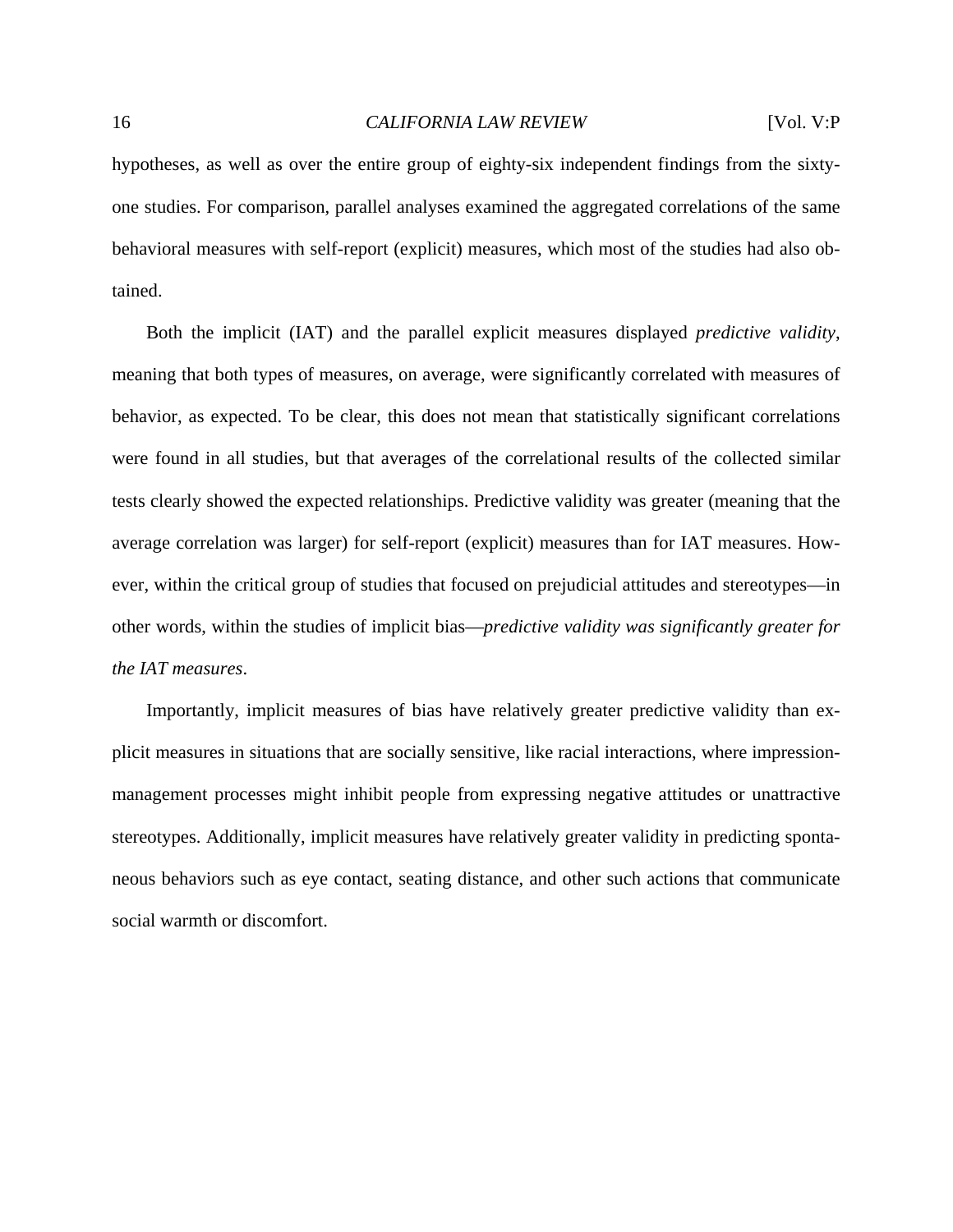hypotheses, as well as over the entire group of eighty-six independent findings from the sixty-one studies. For comparison, parallel analyses examined the aggregated correlations of the same behavioral measures with self-report (explicit) measures, which most of the studies had also obtained.

Both the implicit (IAT) and the parallel explicit measures displayed *predictive validity*, meaning that both types of measures, on average, were significantly correlated with measures of behavior, as expected. To be clear, this does not mean that statistically significant correlations were found in all studies, but that averages of the correlational results of the collected similar tests clearly showed the expected relationships. Predictive validity was greater (meaning that the average correlation was larger) for self-report (explicit) measures than for IAT measures. However, within the critical group of studies that focused on prejudicial attitudes and stereotypes—in other words, within the studies of implicit bias—*predictive validity was significantly greater for the IAT measures*.

Importantly, implicit measures of bias have relatively greater predictive validity than explicit measures in situations that are socially sensitive, like racial interactions, where impression-management processes might inhibit people from expressing negative attitudes or unattractive stereotypes. Additionally, implicit measures have relatively greater validity in predicting spontaneous behaviors such as eye contact, seating distance, and other such actions that communicate social warmth or discomfort.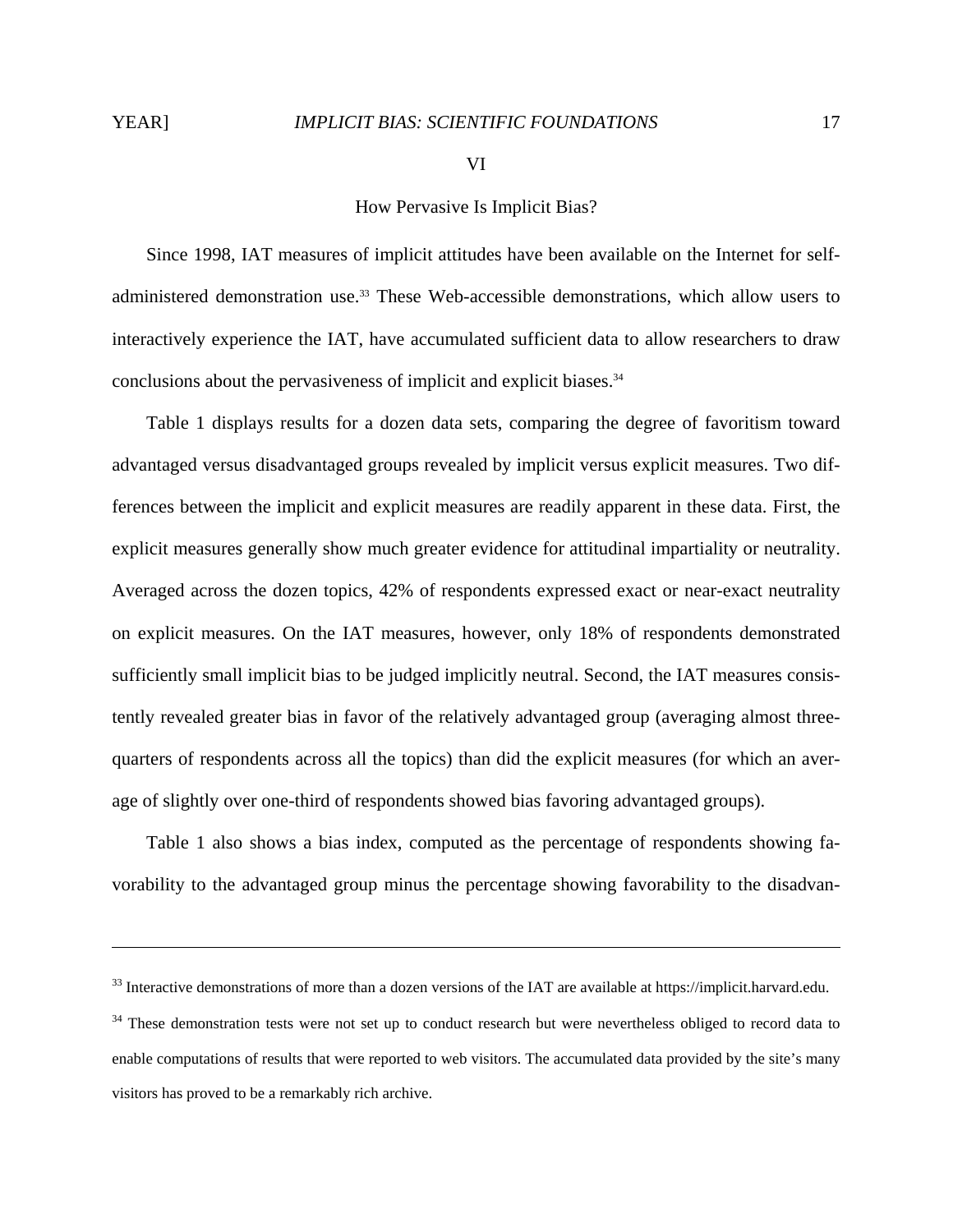## VI

## How Pervasive Is Implicit Bias?

Since 1998, IAT measures of implicit attitudes have been available on the Internet for self-administered demonstration use.[33] These Web-accessible demonstrations, which allow users to interactively experience the IAT, have accumulated sufficient data to allow researchers to draw conclusions about the pervasiveness of implicit and explicit biases.[34]

Table 1 displays results for a dozen data sets, comparing the degree of favoritism toward advantaged versus disadvantaged groups revealed by implicit versus explicit measures. Two differences between the implicit and explicit measures are readily apparent in these data. First, the explicit measures generally show much greater evidence for attitudinal impartiality or neutrality. Averaged across the dozen topics, 42% of respondents expressed exact or near-exact neutrality on explicit measures. On the IAT measures, however, only 18% of respondents demonstrated sufficiently small implicit bias to be judged implicitly neutral. Second, the IAT measures consistently revealed greater bias in favor of the relatively advantaged group (averaging almost three-quarters of respondents across all the topics) than did the explicit measures (for which an average of slightly over one-third of respondents showed bias favoring advantaged groups).

Table 1 also shows a bias index, computed as the percentage of respondents showing favorability to the advantaged group minus the percentage showing favorability to the disadvan-

---

[33] Interactive demonstrations of more than a dozen versions of the IAT are available at https://implicit.harvard.edu.

[34] These demonstration tests were not set up to conduct research but were nevertheless obliged to record data to enable computations of results that were reported to web visitors. The accumulated data provided by the site's many visitors has proved to be a remarkably rich archive.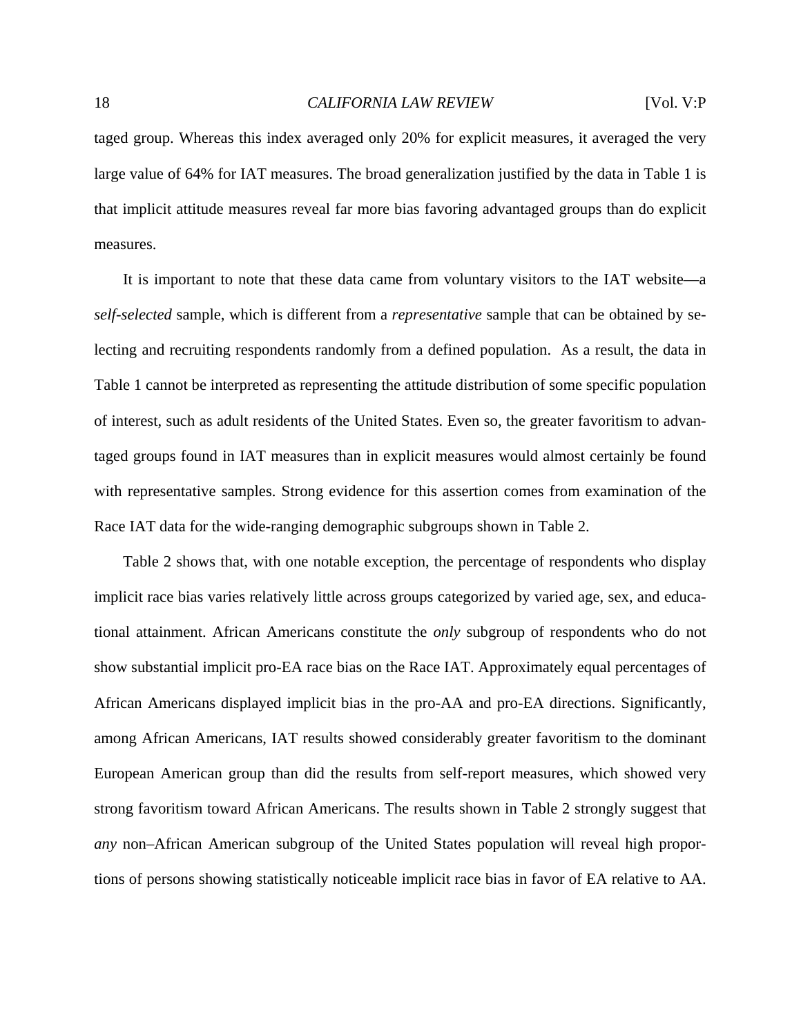taged group. Whereas this index averaged only 20% for explicit measures, it averaged the very large value of 64% for IAT measures. The broad generalization justified by the data in Table 1 is that implicit attitude measures reveal far more bias favoring advantaged groups than do explicit measures.

It is important to note that these data came from voluntary visitors to the IAT website—a *self-selected* sample, which is different from a *representative* sample that can be obtained by selecting and recruiting respondents randomly from a defined population. As a result, the data in Table 1 cannot be interpreted as representing the attitude distribution of some specific population of interest, such as adult residents of the United States. Even so, the greater favoritism to advantaged groups found in IAT measures than in explicit measures would almost certainly be found with representative samples. Strong evidence for this assertion comes from examination of the Race IAT data for the wide-ranging demographic subgroups shown in Table 2.

Table 2 shows that, with one notable exception, the percentage of respondents who display implicit race bias varies relatively little across groups categorized by varied age, sex, and educational attainment. African Americans constitute the *only* subgroup of respondents who do not show substantial implicit pro-EA race bias on the Race IAT. Approximately equal percentages of African Americans displayed implicit bias in the pro-AA and pro-EA directions. Significantly, among African Americans, IAT results showed considerably greater favoritism to the dominant European American group than did the results from self-report measures, which showed very strong favoritism toward African Americans. The results shown in Table 2 strongly suggest that *any* non–African American subgroup of the United States population will reveal high proportions of persons showing statistically noticeable implicit race bias in favor of EA relative to AA.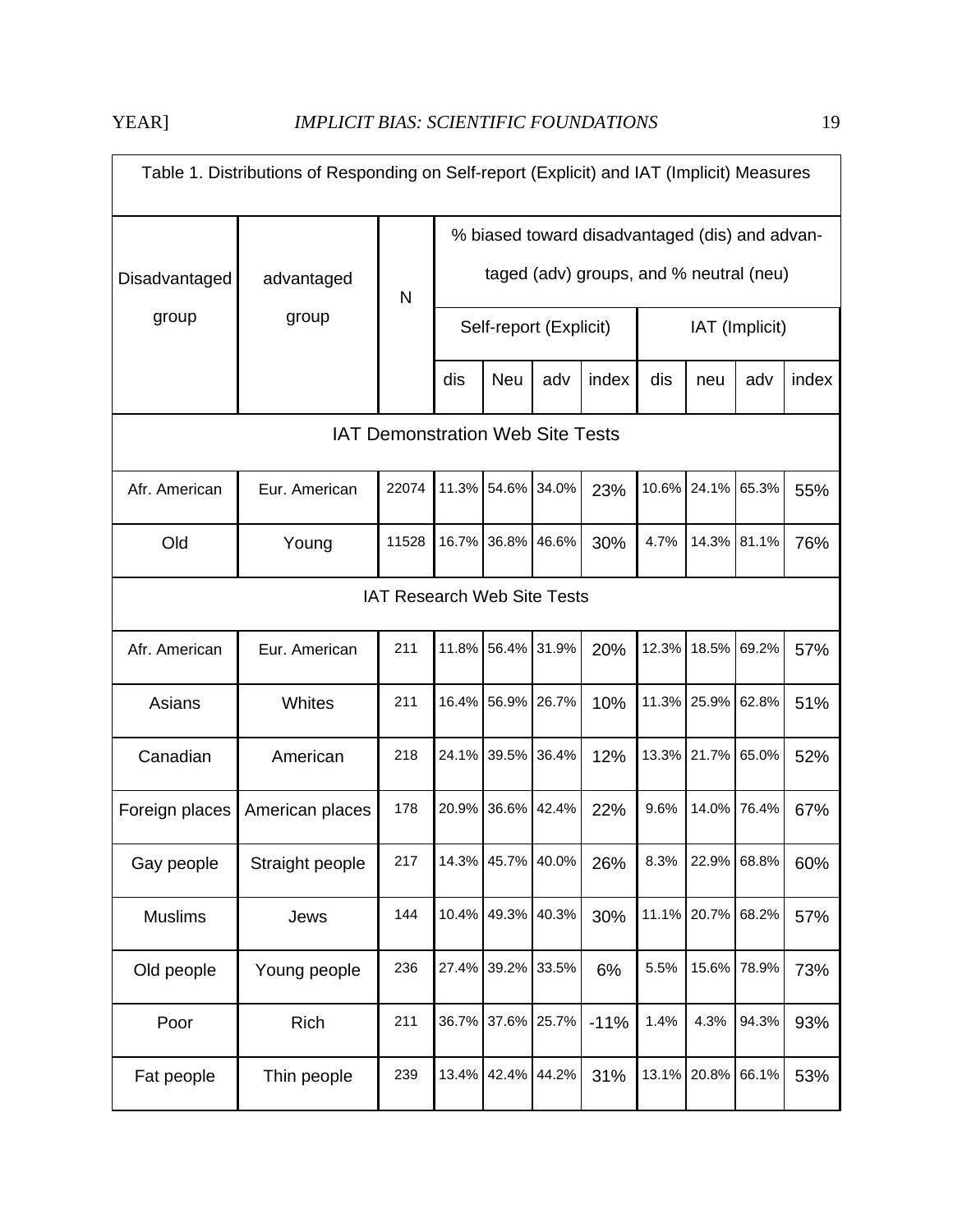Table 1. Distributions of Responding on Self-report (Explicit) and IAT (Implicit) Measures

| Disadvantaged group | advantaged group | N | % biased toward disadvantaged (dis) and advantaged (adv) groups, and % neutral (neu) | | | | | | | |
|---|---|---|---|---|---|---|---|---|---|---|
| | | | Self-report (Explicit) | | | | IAT (Implicit) | | | |
| | | | dis | Neu | adv | index | dis | neu | adv | index |
| **IAT Demonstration Web Site Tests** | | | | | | | | | | |
| Afr. American | Eur. American | 22074 | 11.3% | 54.6% | 34.0% | 23% | 10.6% | 24.1% | 65.3% | 55% |
| Old | Young | 11528 | 16.7% | 36.8% | 46.6% | 30% | 4.7% | 14.3% | 81.1% | 76% |
| **IAT Research Web Site Tests** | | | | | | | | | | |
| Afr. American | Eur. American | 211 | 11.8% | 56.4% | 31.9% | 20% | 12.3% | 18.5% | 69.2% | 57% |
| Asians | Whites | 211 | 16.4% | 56.9% | 26.7% | 10% | 11.3% | 25.9% | 62.8% | 51% |
| Canadian | American | 218 | 24.1% | 39.5% | 36.4% | 12% | 13.3% | 21.7% | 65.0% | 52% |
| Foreign places | American places | 178 | 20.9% | 36.6% | 42.4% | 22% | 9.6% | 14.0% | 76.4% | 67% |
| Gay people | Straight people | 217 | 14.3% | 45.7% | 40.0% | 26% | 8.3% | 22.9% | 68.8% | 60% |
| Muslims | Jews | 144 | 10.4% | 49.3% | 40.3% | 30% | 11.1% | 20.7% | 68.2% | 57% |
| Old people | Young people | 236 | 27.4% | 39.2% | 33.5% | 6% | 5.5% | 15.6% | 78.9% | 73% |
| Poor | Rich | 211 | 36.7% | 37.6% | 25.7% | -11% | 1.4% | 4.3% | 94.3% | 93% |
| Fat people | Thin people | 239 | 13.4% | 42.4% | 44.2% | 31% | 13.1% | 20.8% | 66.1% | 53% |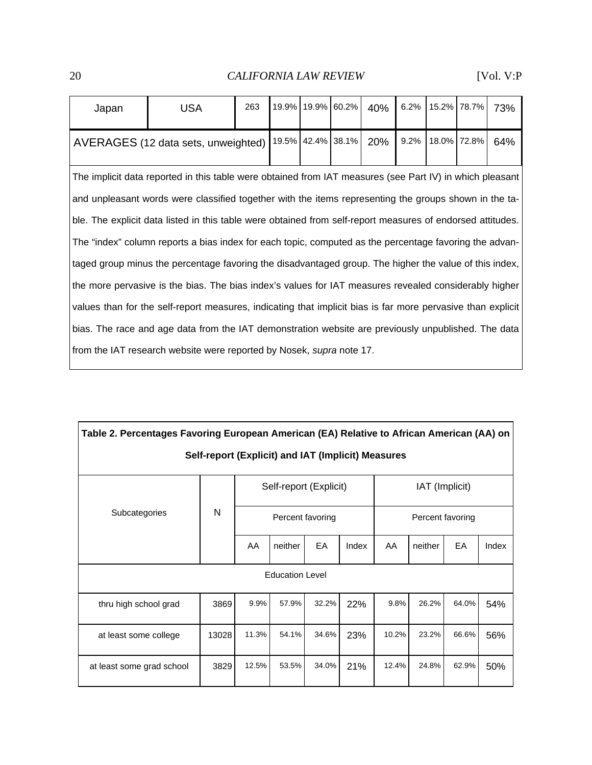| Japan | USA | 263 | 19.9% | 19.9% | 60.2% | 40% | 6.2% | 15.2% | 78.7% | 73% |
|---|---|---|---|---|---|---|---|---|---|---|
| AVERAGES (12 data sets, unweighted) | | | 19.5% | 42.4% | 38.1% | 20% | 9.2% | 18.0% | 72.8% | 64% |

The implicit data reported in this table were obtained from IAT measures (see Part IV) in which pleasant and unpleasant words were classified together with the items representing the groups shown in the table. The explicit data listed in this table were obtained from self-report measures of endorsed attitudes. The "index" column reports a bias index for each topic, computed as the percentage favoring the advantaged group minus the percentage favoring the disadvantaged group. The higher the value of this index, the more pervasive is the bias. The bias index's values for IAT measures revealed considerably higher values than for the self-report measures, indicating that implicit bias is far more pervasive than explicit bias. The race and age data from the IAT demonstration website are previously unpublished. The data from the IAT research website were reported by Nosek, *supra* note 17.

**Table 2. Percentages Favoring European American (EA) Relative to African American (AA) on Self-report (Explicit) and IAT (Implicit) Measures**

| Subcategories | N | Self-report (Explicit) | | | | IAT (Implicit) | | | |
|---|---|---|---|---|---|---|---|---|---|
| | | Percent favoring | | | | Percent favoring | | | |
| | | AA | neither | EA | Index | AA | neither | EA | Index |
| Education Level | | | | | | | | | |
| thru high school grad | 3869 | 9.9% | 57.9% | 32.2% | 22% | 9.8% | 26.2% | 64.0% | 54% |
| at least some college | 13028 | 11.3% | 54.1% | 34.6% | 23% | 10.2% | 23.2% | 66.6% | 56% |
| at least some grad school | 3829 | 12.5% | 53.5% | 34.0% | 21% | 12.4% | 24.8% | 62.9% | 50% |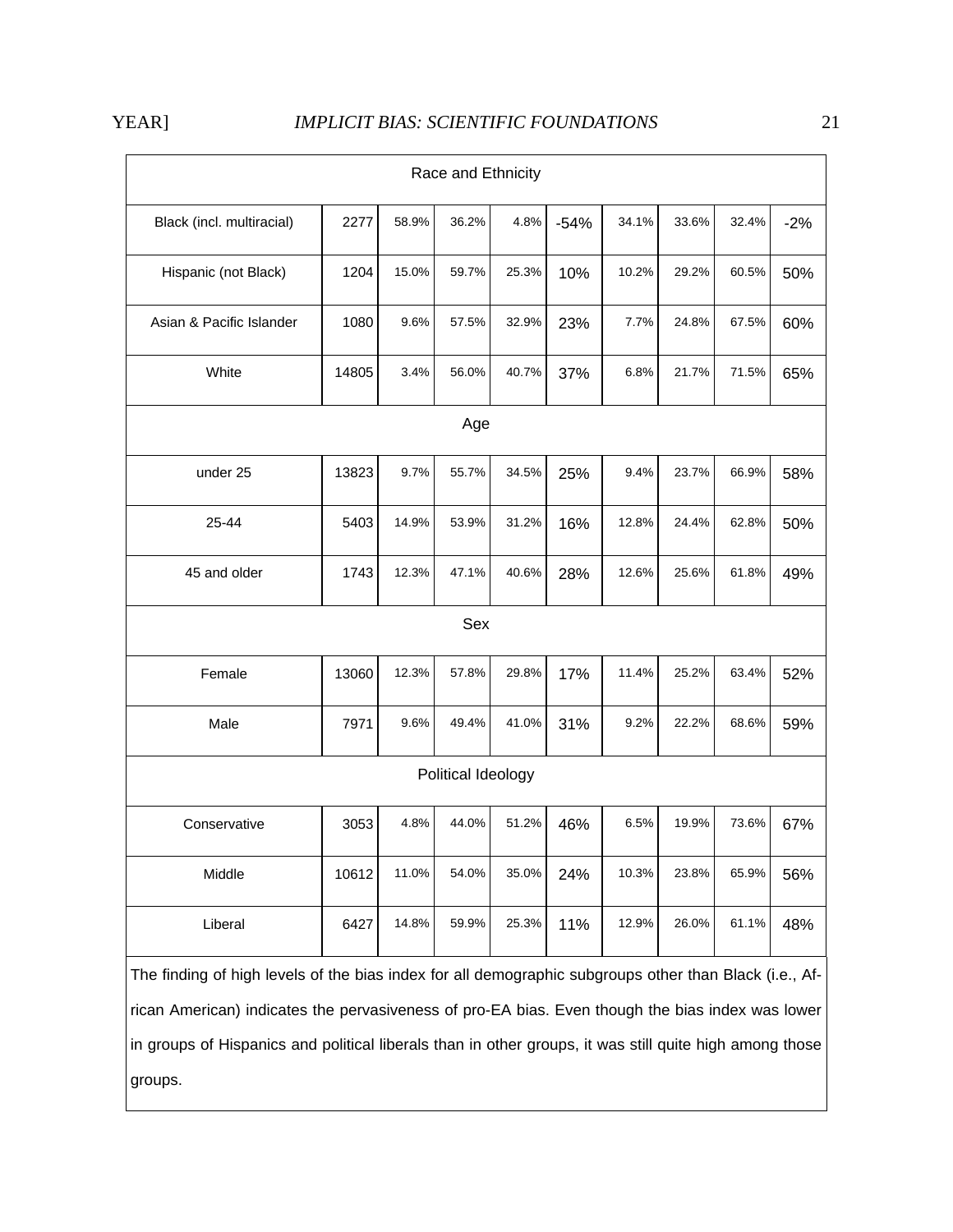| | | | | | | | | | |
|---|---|---|---|---|---|---|---|---|---|
| Race and Ethnicity | | | | | | | | | |
| Black (incl. multiracial) | 2277 | 58.9% | 36.2% | 4.8% | -54% | 34.1% | 33.6% | 32.4% | -2% |
| Hispanic (not Black) | 1204 | 15.0% | 59.7% | 25.3% | 10% | 10.2% | 29.2% | 60.5% | 50% |
| Asian & Pacific Islander | 1080 | 9.6% | 57.5% | 32.9% | 23% | 7.7% | 24.8% | 67.5% | 60% |
| White | 14805 | 3.4% | 56.0% | 40.7% | 37% | 6.8% | 21.7% | 71.5% | 65% |
| Age | | | | | | | | | |
| under 25 | 13823 | 9.7% | 55.7% | 34.5% | 25% | 9.4% | 23.7% | 66.9% | 58% |
| 25-44 | 5403 | 14.9% | 53.9% | 31.2% | 16% | 12.8% | 24.4% | 62.8% | 50% |
| 45 and older | 1743 | 12.3% | 47.1% | 40.6% | 28% | 12.6% | 25.6% | 61.8% | 49% |
| Sex | | | | | | | | | |
| Female | 13060 | 12.3% | 57.8% | 29.8% | 17% | 11.4% | 25.2% | 63.4% | 52% |
| Male | 7971 | 9.6% | 49.4% | 41.0% | 31% | 9.2% | 22.2% | 68.6% | 59% |
| Political Ideology | | | | | | | | | |
| Conservative | 3053 | 4.8% | 44.0% | 51.2% | 46% | 6.5% | 19.9% | 73.6% | 67% |
| Middle | 10612 | 11.0% | 54.0% | 35.0% | 24% | 10.3% | 23.8% | 65.9% | 56% |
| Liberal | 6427 | 14.8% | 59.9% | 25.3% | 11% | 12.9% | 26.0% | 61.1% | 48% |

The finding of high levels of the bias index for all demographic subgroups other than Black (i.e., African American) indicates the pervasiveness of pro-EA bias. Even though the bias index was lower in groups of Hispanics and political liberals than in other groups, it was still quite high among those groups.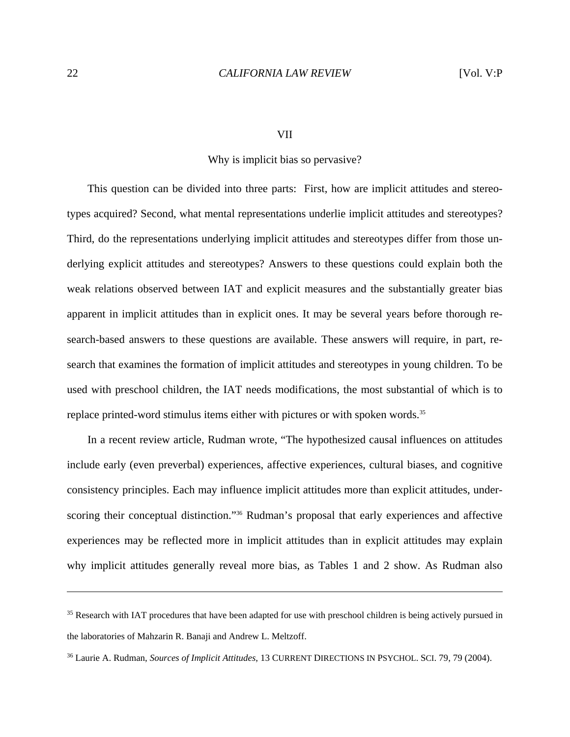## VII

## Why is implicit bias so pervasive?

This question can be divided into three parts: First, how are implicit attitudes and stereotypes acquired? Second, what mental representations underlie implicit attitudes and stereotypes? Third, do the representations underlying implicit attitudes and stereotypes differ from those underlying explicit attitudes and stereotypes? Answers to these questions could explain both the weak relations observed between IAT and explicit measures and the substantially greater bias apparent in implicit attitudes than in explicit ones. It may be several years before thorough research-based answers to these questions are available. These answers will require, in part, research that examines the formation of implicit attitudes and stereotypes in young children. To be used with preschool children, the IAT needs modifications, the most substantial of which is to replace printed-word stimulus items either with pictures or with spoken words.[35]

In a recent review article, Rudman wrote, "The hypothesized causal influences on attitudes include early (even preverbal) experiences, affective experiences, cultural biases, and cognitive consistency principles. Each may influence implicit attitudes more than explicit attitudes, underscoring their conceptual distinction."[36] Rudman's proposal that early experiences and affective experiences may be reflected more in implicit attitudes than in explicit attitudes may explain why implicit attitudes generally reveal more bias, as Tables 1 and 2 show. As Rudman also

---

[35] Research with IAT procedures that have been adapted for use with preschool children is being actively pursued in the laboratories of Mahzarin R. Banaji and Andrew L. Meltzoff.

[36] Laurie A. Rudman, *Sources of Implicit Attitudes*, 13 CURRENT DIRECTIONS IN PSYCHOL. SCI. 79, 79 (2004).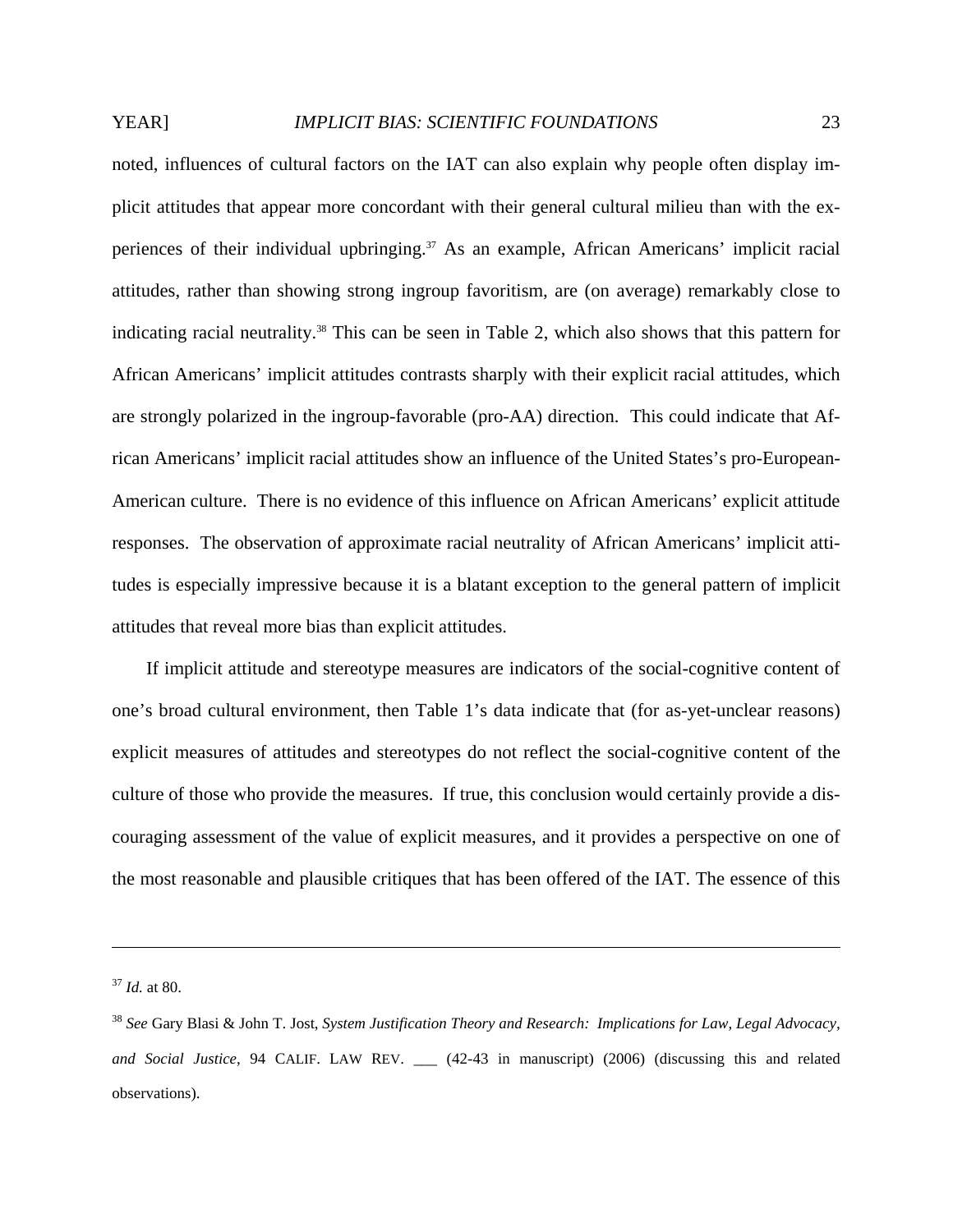noted, influences of cultural factors on the IAT can also explain why people often display implicit attitudes that appear more concordant with their general cultural milieu than with the experiences of their individual upbringing.[37] As an example, African Americans' implicit racial attitudes, rather than showing strong ingroup favoritism, are (on average) remarkably close to indicating racial neutrality.[38] This can be seen in Table 2, which also shows that this pattern for African Americans' implicit attitudes contrasts sharply with their explicit racial attitudes, which are strongly polarized in the ingroup-favorable (pro-AA) direction. This could indicate that African Americans' implicit racial attitudes show an influence of the United States's pro-European-American culture. There is no evidence of this influence on African Americans' explicit attitude responses. The observation of approximate racial neutrality of African Americans' implicit attitudes is especially impressive because it is a blatant exception to the general pattern of implicit attitudes that reveal more bias than explicit attitudes.

If implicit attitude and stereotype measures are indicators of the social-cognitive content of one's broad cultural environment, then Table 1's data indicate that (for as-yet-unclear reasons) explicit measures of attitudes and stereotypes do not reflect the social-cognitive content of the culture of those who provide the measures. If true, this conclusion would certainly provide a discouraging assessment of the value of explicit measures, and it provides a perspective on one of the most reasonable and plausible critiques that has been offered of the IAT. The essence of this

---

[37] *Id.* at 80.

[38] *See* Gary Blasi & John T. Jost, *System Justification Theory and Research: Implications for Law, Legal Advocacy, and Social Justice*, 94 CALIF. LAW REV. ___ (42-43 in manuscript) (2006) (discussing this and related observations).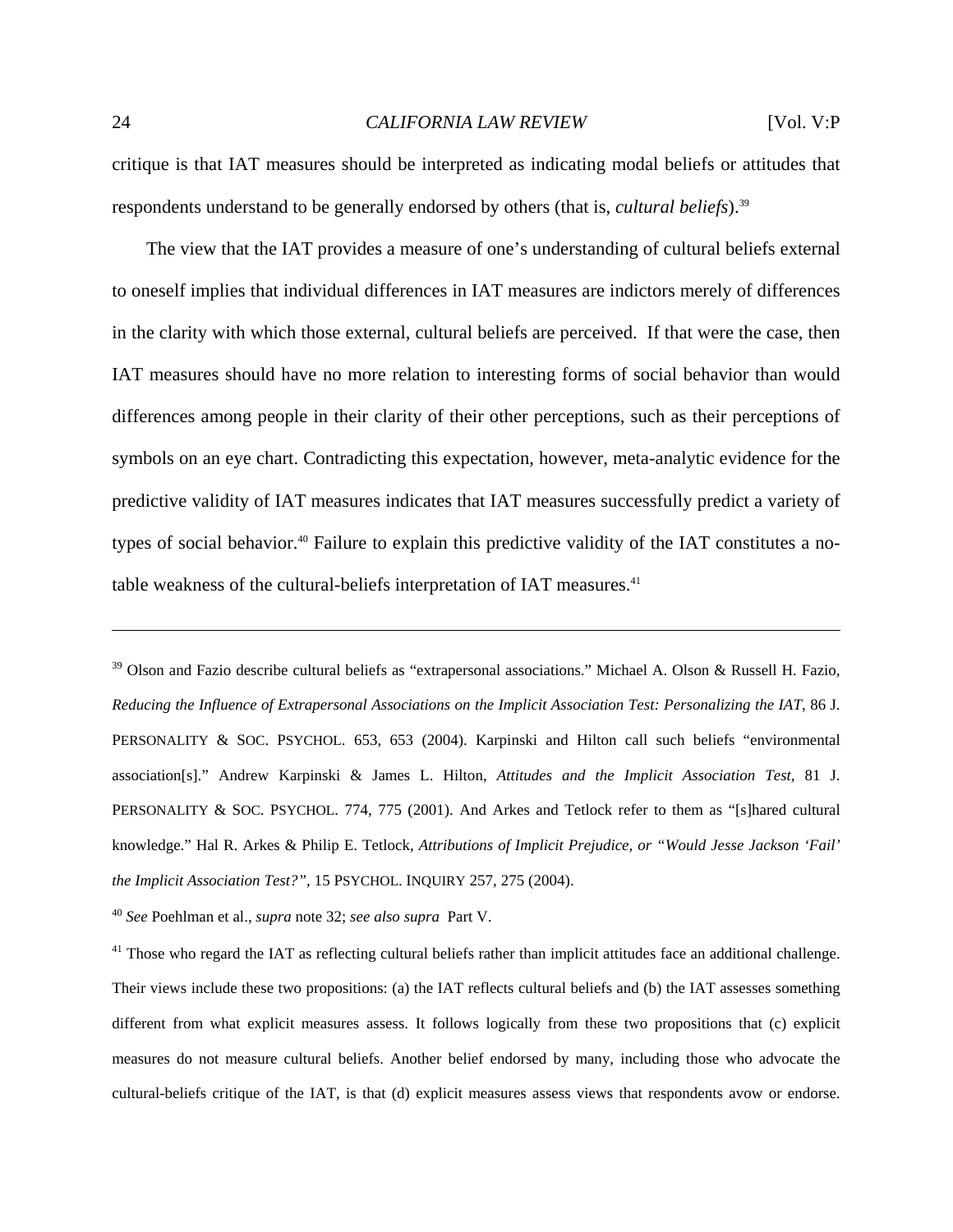critique is that IAT measures should be interpreted as indicating modal beliefs or attitudes that respondents understand to be generally endorsed by others (that is, *cultural beliefs*).[39]

The view that the IAT provides a measure of one's understanding of cultural beliefs external to oneself implies that individual differences in IAT measures are indictors merely of differences in the clarity with which those external, cultural beliefs are perceived. If that were the case, then IAT measures should have no more relation to interesting forms of social behavior than would differences among people in their clarity of their other perceptions, such as their perceptions of symbols on an eye chart. Contradicting this expectation, however, meta-analytic evidence for the predictive validity of IAT measures indicates that IAT measures successfully predict a variety of types of social behavior.[40] Failure to explain this predictive validity of the IAT constitutes a notable weakness of the cultural-beliefs interpretation of IAT measures.[41]

---

[39] Olson and Fazio describe cultural beliefs as "extrapersonal associations." Michael A. Olson & Russell H. Fazio, *Reducing the Influence of Extrapersonal Associations on the Implicit Association Test: Personalizing the IAT*, 86 J. PERSONALITY & SOC. PSYCHOL. 653, 653 (2004). Karpinski and Hilton call such beliefs "environmental association[s]." Andrew Karpinski & James L. Hilton, *Attitudes and the Implicit Association Test*, 81 J. PERSONALITY & SOC. PSYCHOL. 774, 775 (2001). And Arkes and Tetlock refer to them as "[s]hared cultural knowledge." Hal R. Arkes & Philip E. Tetlock, *Attributions of Implicit Prejudice, or "Would Jesse Jackson 'Fail' the Implicit Association Test?"*, 15 PSYCHOL. INQUIRY 257, 275 (2004).

[40] *See* Poehlman et al., *supra* note 32; *see also supra* Part V.

[41] Those who regard the IAT as reflecting cultural beliefs rather than implicit attitudes face an additional challenge. Their views include these two propositions: (a) the IAT reflects cultural beliefs and (b) the IAT assesses something different from what explicit measures assess. It follows logically from these two propositions that (c) explicit measures do not measure cultural beliefs. Another belief endorsed by many, including those who advocate the cultural-beliefs critique of the IAT, is that (d) explicit measures assess views that respondents avow or endorse.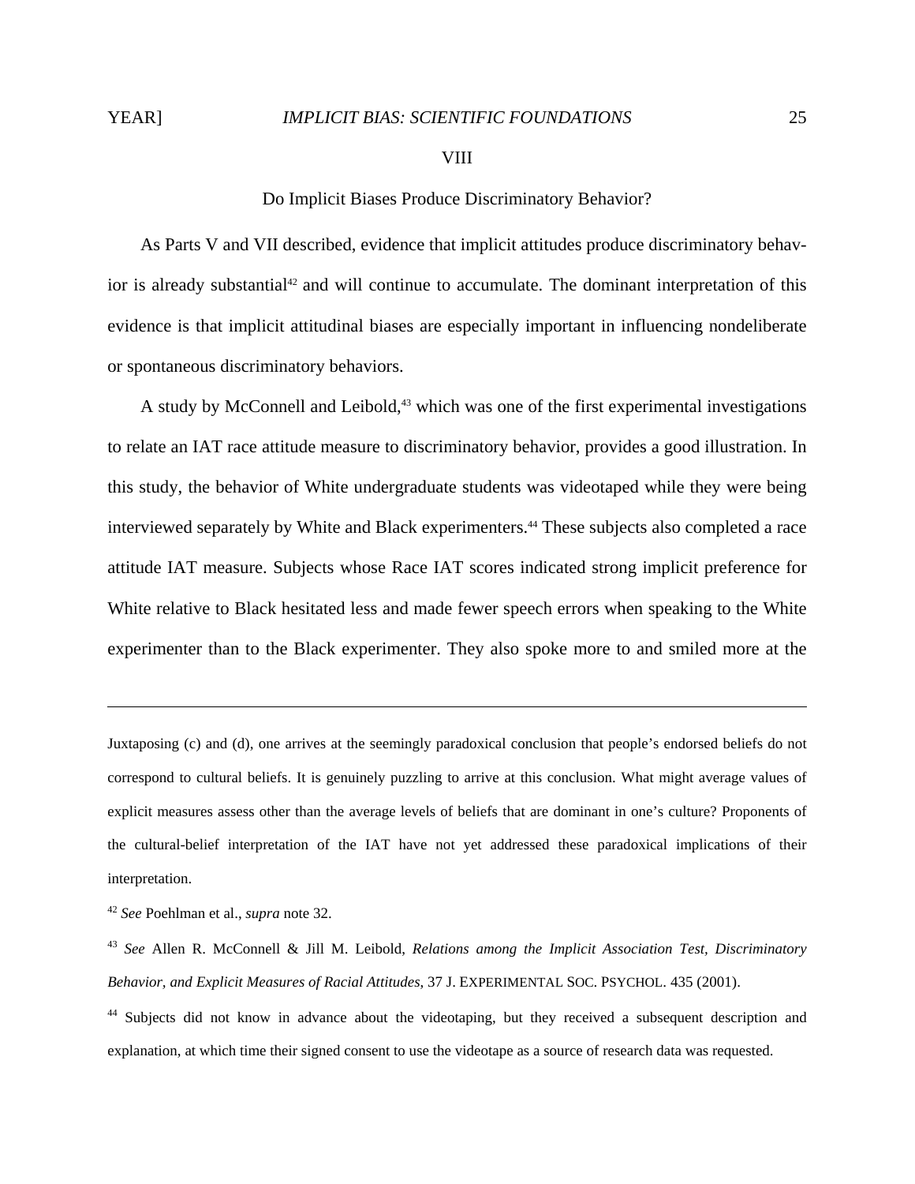## VIII

## Do Implicit Biases Produce Discriminatory Behavior?

As Parts V and VII described, evidence that implicit attitudes produce discriminatory behavior is already substantial[42] and will continue to accumulate. The dominant interpretation of this evidence is that implicit attitudinal biases are especially important in influencing nondeliberate or spontaneous discriminatory behaviors.

A study by McConnell and Leibold,[43] which was one of the first experimental investigations to relate an IAT race attitude measure to discriminatory behavior, provides a good illustration. In this study, the behavior of White undergraduate students was videotaped while they were being interviewed separately by White and Black experimenters.[44] These subjects also completed a race attitude IAT measure. Subjects whose Race IAT scores indicated strong implicit preference for White relative to Black hesitated less and made fewer speech errors when speaking to the White experimenter than to the Black experimenter. They also spoke more to and smiled more at the

---

Juxtaposing (c) and (d), one arrives at the seemingly paradoxical conclusion that people's endorsed beliefs do not correspond to cultural beliefs. It is genuinely puzzling to arrive at this conclusion. What might average values of explicit measures assess other than the average levels of beliefs that are dominant in one's culture? Proponents of the cultural-belief interpretation of the IAT have not yet addressed these paradoxical implications of their interpretation.

[42] *See* Poehlman et al., *supra* note 32.

[43] *See* Allen R. McConnell & Jill M. Leibold, *Relations among the Implicit Association Test, Discriminatory Behavior, and Explicit Measures of Racial Attitudes*, 37 J. EXPERIMENTAL SOC. PSYCHOL. 435 (2001).

[44] Subjects did not know in advance about the videotaping, but they received a subsequent description and explanation, at which time their signed consent to use the videotape as a source of research data was requested.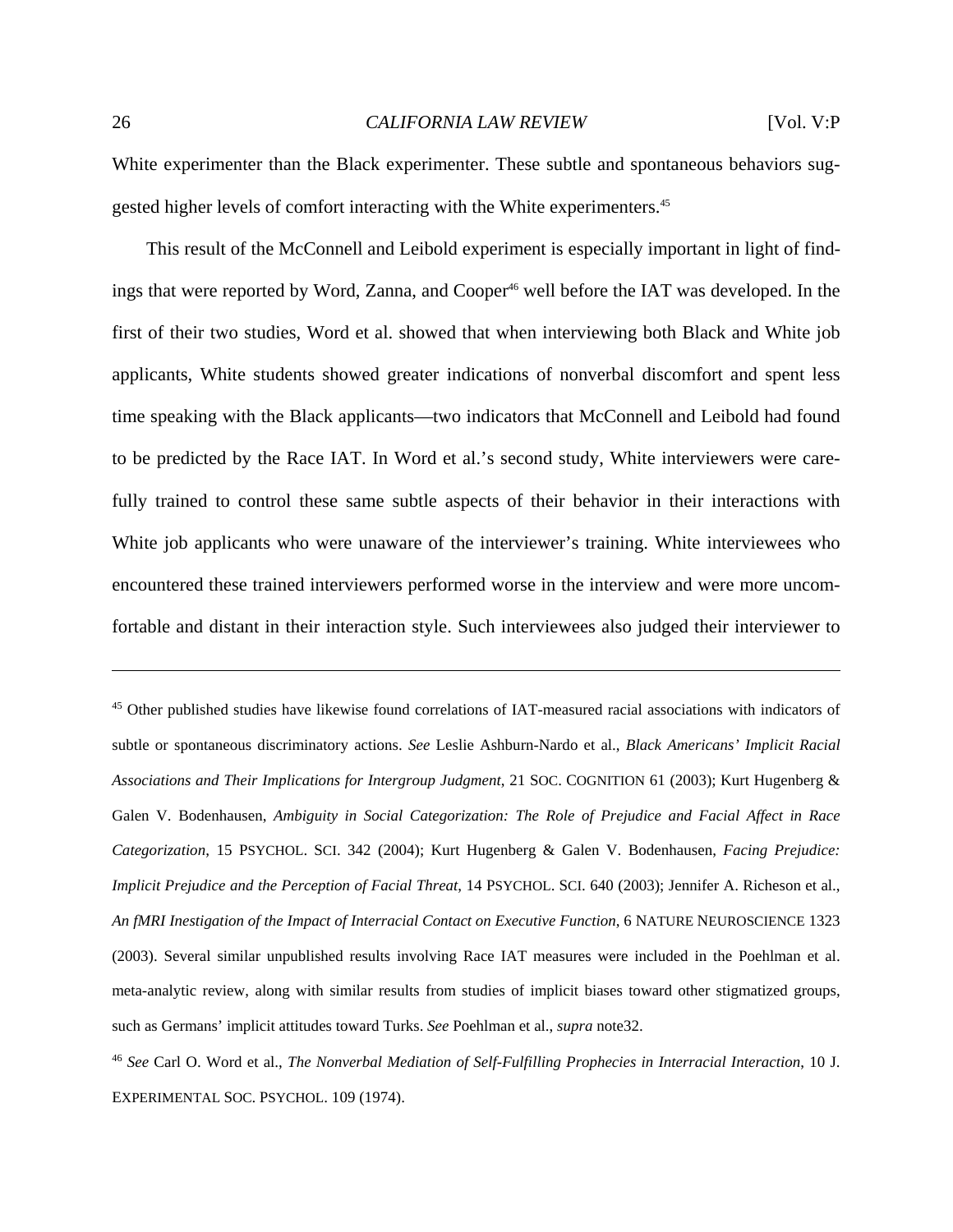White experimenter than the Black experimenter. These subtle and spontaneous behaviors suggested higher levels of comfort interacting with the White experimenters.[45]

This result of the McConnell and Leibold experiment is especially important in light of findings that were reported by Word, Zanna, and Cooper[46] well before the IAT was developed. In the first of their two studies, Word et al. showed that when interviewing both Black and White job applicants, White students showed greater indications of nonverbal discomfort and spent less time speaking with the Black applicants—two indicators that McConnell and Leibold had found to be predicted by the Race IAT. In Word et al.'s second study, White interviewers were carefully trained to control these same subtle aspects of their behavior in their interactions with White job applicants who were unaware of the interviewer's training. White interviewees who encountered these trained interviewers performed worse in the interview and were more uncomfortable and distant in their interaction style. Such interviewees also judged their interviewer to

---

[45] Other published studies have likewise found correlations of IAT-measured racial associations with indicators of subtle or spontaneous discriminatory actions. *See* Leslie Ashburn-Nardo et al., *Black Americans' Implicit Racial Associations and Their Implications for Intergroup Judgment*, 21 SOC. COGNITION 61 (2003); Kurt Hugenberg & Galen V. Bodenhausen, *Ambiguity in Social Categorization: The Role of Prejudice and Facial Affect in Race Categorization*, 15 PSYCHOL. SCI. 342 (2004); Kurt Hugenberg & Galen V. Bodenhausen, *Facing Prejudice: Implicit Prejudice and the Perception of Facial Threat*, 14 PSYCHOL. SCI. 640 (2003); Jennifer A. Richeson et al., *An fMRI Inestigation of the Impact of Interracial Contact on Executive Function*, 6 NATURE NEUROSCIENCE 1323 (2003). Several similar unpublished results involving Race IAT measures were included in the Poehlman et al. meta-analytic review, along with similar results from studies of implicit biases toward other stigmatized groups, such as Germans' implicit attitudes toward Turks. *See* Poehlman et al., *supra* note32.

[46] *See* Carl O. Word et al., *The Nonverbal Mediation of Self-Fulfilling Prophecies in Interracial Interaction*, 10 J. EXPERIMENTAL SOC. PSYCHOL. 109 (1974).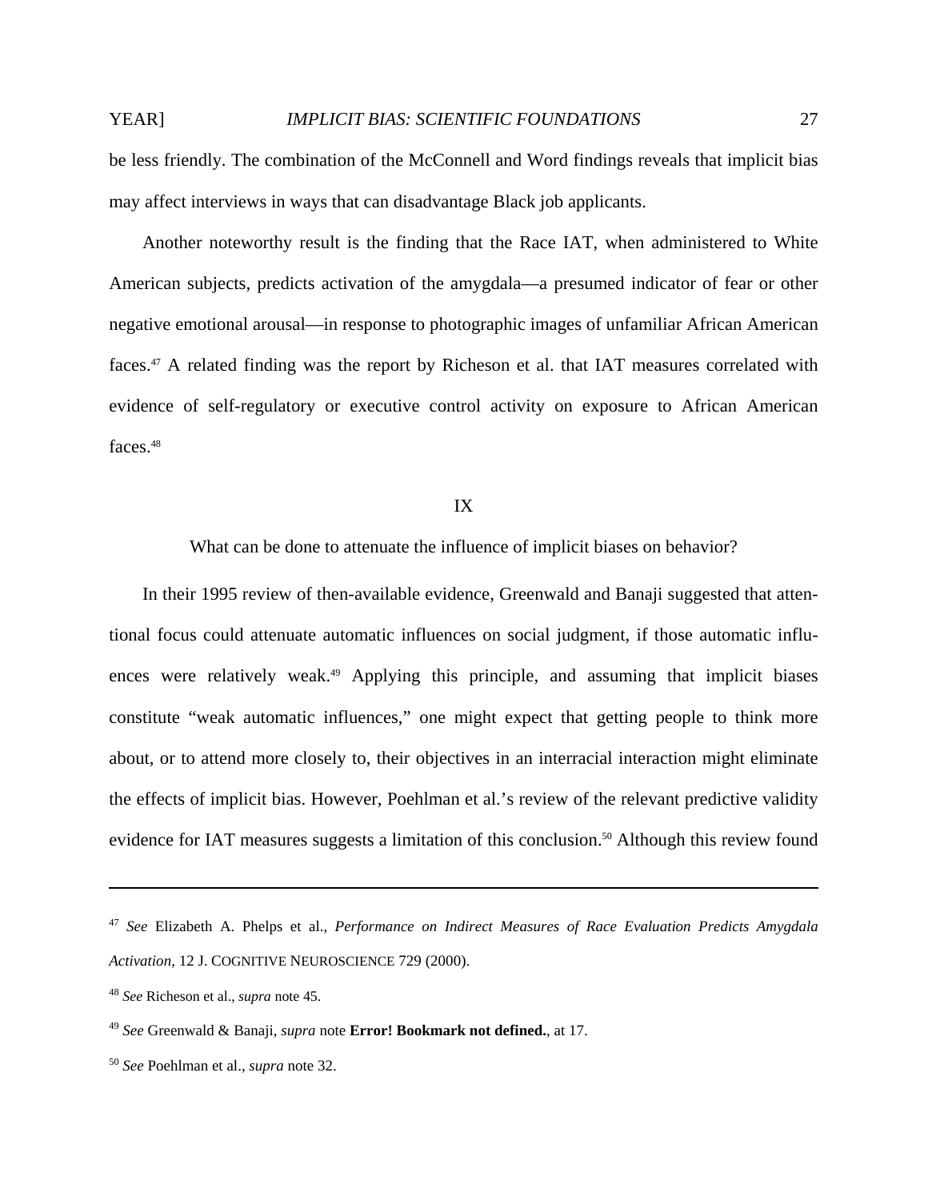be less friendly. The combination of the McConnell and Word findings reveals that implicit bias may affect interviews in ways that can disadvantage Black job applicants.

Another noteworthy result is the finding that the Race IAT, when administered to White American subjects, predicts activation of the amygdala—a presumed indicator of fear or other negative emotional arousal—in response to photographic images of unfamiliar African American faces.[47] A related finding was the report by Richeson et al. that IAT measures correlated with evidence of self-regulatory or executive control activity on exposure to African American faces.[48]

## IX

### What can be done to attenuate the influence of implicit biases on behavior?

In their 1995 review of then-available evidence, Greenwald and Banaji suggested that attentional focus could attenuate automatic influences on social judgment, if those automatic influences were relatively weak.[49] Applying this principle, and assuming that implicit biases constitute "weak automatic influences," one might expect that getting people to think more about, or to attend more closely to, their objectives in an interracial interaction might eliminate the effects of implicit bias. However, Poehlman et al.'s review of the relevant predictive validity evidence for IAT measures suggests a limitation of this conclusion.[50] Although this review found

---

[47] *See* Elizabeth A. Phelps et al., *Performance on Indirect Measures of Race Evaluation Predicts Amygdala Activation*, 12 J. COGNITIVE NEUROSCIENCE 729 (2000).

[48] *See* Richeson et al., *supra* note 45.

[49] *See* Greenwald & Banaji, *supra* note **Error! Bookmark not defined.**, at 17.

[50] *See* Poehlman et al., *supra* note 32.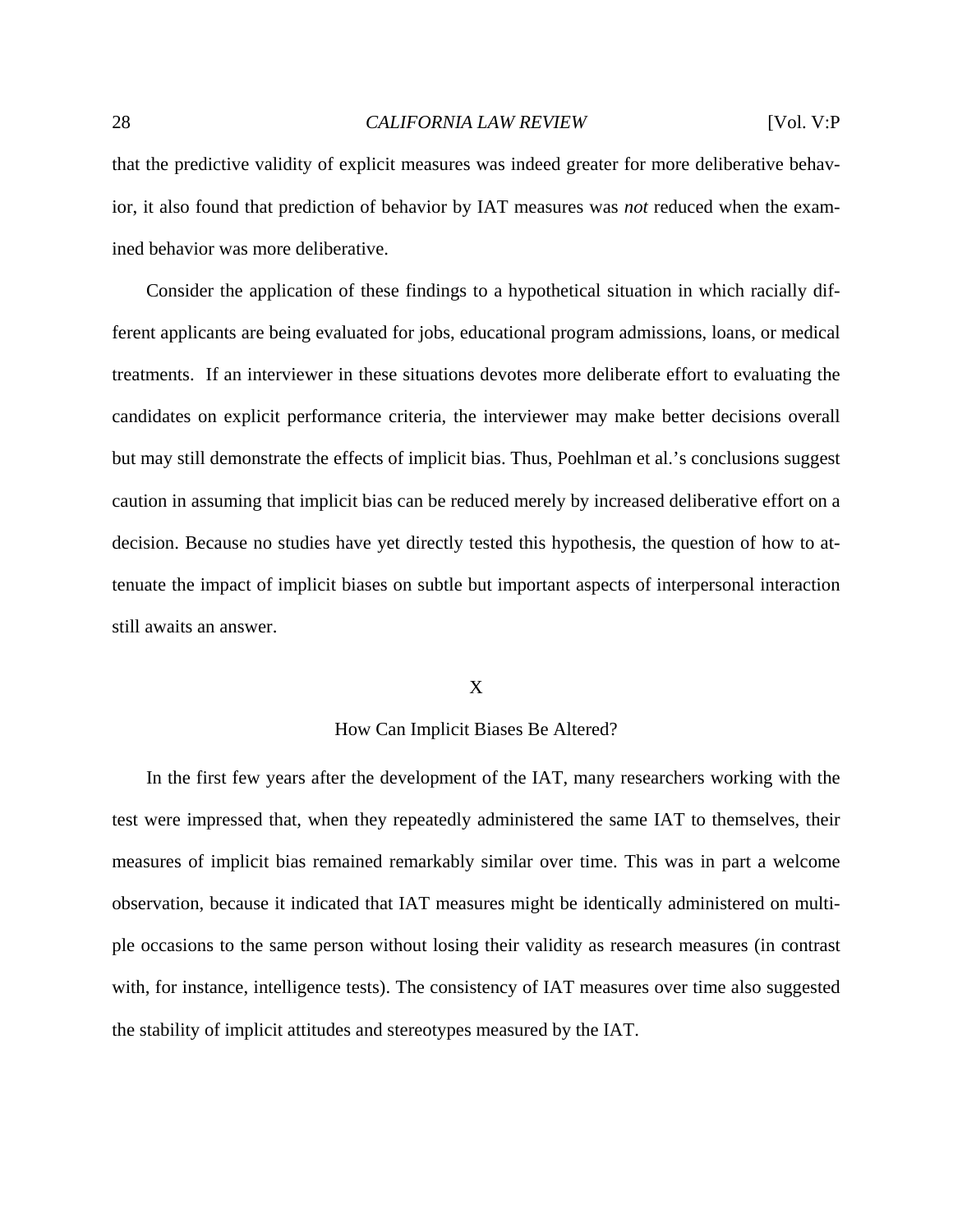that the predictive validity of explicit measures was indeed greater for more deliberative behavior, it also found that prediction of behavior by IAT measures was *not* reduced when the examined behavior was more deliberative.

Consider the application of these findings to a hypothetical situation in which racially different applicants are being evaluated for jobs, educational program admissions, loans, or medical treatments. If an interviewer in these situations devotes more deliberate effort to evaluating the candidates on explicit performance criteria, the interviewer may make better decisions overall but may still demonstrate the effects of implicit bias. Thus, Poehlman et al.'s conclusions suggest caution in assuming that implicit bias can be reduced merely by increased deliberative effort on a decision. Because no studies have yet directly tested this hypothesis, the question of how to attenuate the impact of implicit biases on subtle but important aspects of interpersonal interaction still awaits an answer.

## X

## How Can Implicit Biases Be Altered?

In the first few years after the development of the IAT, many researchers working with the test were impressed that, when they repeatedly administered the same IAT to themselves, their measures of implicit bias remained remarkably similar over time. This was in part a welcome observation, because it indicated that IAT measures might be identically administered on multiple occasions to the same person without losing their validity as research measures (in contrast with, for instance, intelligence tests). The consistency of IAT measures over time also suggested the stability of implicit attitudes and stereotypes measured by the IAT.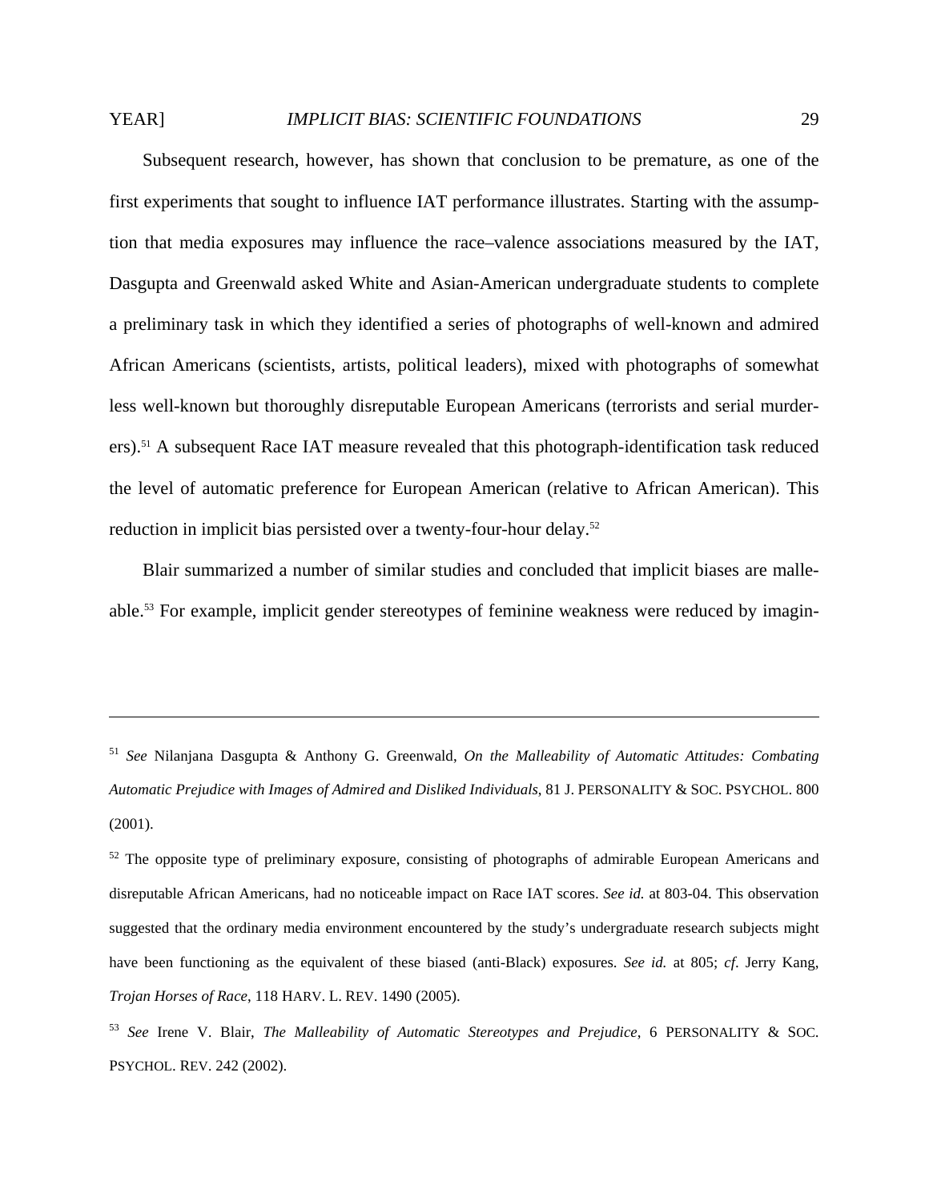Subsequent research, however, has shown that conclusion to be premature, as one of the first experiments that sought to influence IAT performance illustrates. Starting with the assumption that media exposures may influence the race–valence associations measured by the IAT, Dasgupta and Greenwald asked White and Asian-American undergraduate students to complete a preliminary task in which they identified a series of photographs of well-known and admired African Americans (scientists, artists, political leaders), mixed with photographs of somewhat less well-known but thoroughly disreputable European Americans (terrorists and serial murderers).[51] A subsequent Race IAT measure revealed that this photograph-identification task reduced the level of automatic preference for European American (relative to African American). This reduction in implicit bias persisted over a twenty-four-hour delay.[52]

Blair summarized a number of similar studies and concluded that implicit biases are malleable.[53] For example, implicit gender stereotypes of feminine weakness were reduced by imagin-

---

[51] *See* Nilanjana Dasgupta & Anthony G. Greenwald, *On the Malleability of Automatic Attitudes: Combating Automatic Prejudice with Images of Admired and Disliked Individuals*, 81 J. PERSONALITY & SOC. PSYCHOL. 800 (2001).

[52] The opposite type of preliminary exposure, consisting of photographs of admirable European Americans and disreputable African Americans, had no noticeable impact on Race IAT scores. *See id.* at 803-04. This observation suggested that the ordinary media environment encountered by the study's undergraduate research subjects might have been functioning as the equivalent of these biased (anti-Black) exposures. *See id.* at 805; *cf*. Jerry Kang, *Trojan Horses of Race*, 118 HARV. L. REV. 1490 (2005).

[53] *See* Irene V. Blair, *The Malleability of Automatic Stereotypes and Prejudice*, 6 PERSONALITY & SOC. PSYCHOL. REV. 242 (2002).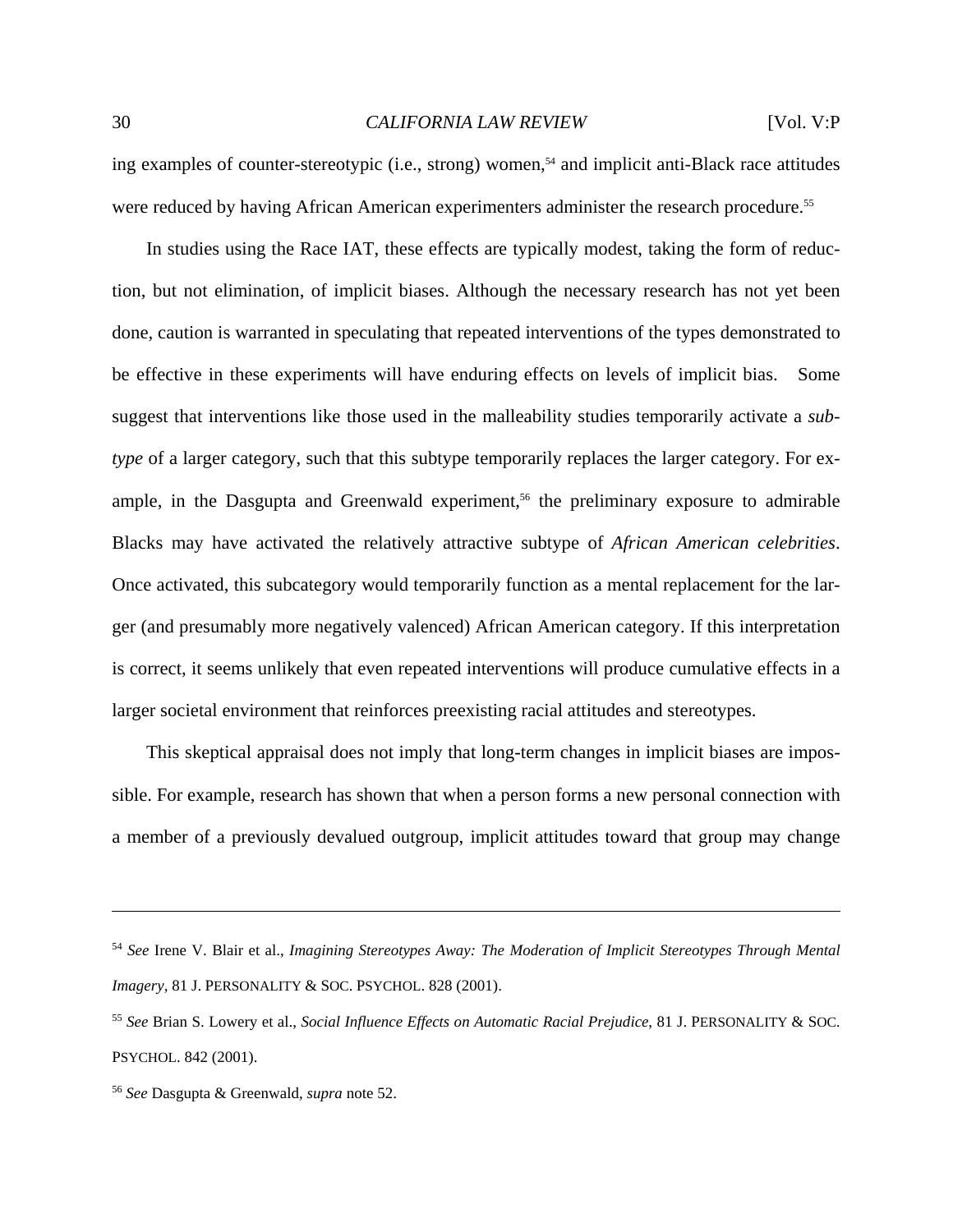ing examples of counter-stereotypic (i.e., strong) women,[54] and implicit anti-Black race attitudes were reduced by having African American experimenters administer the research procedure.[55]

In studies using the Race IAT, these effects are typically modest, taking the form of reduction, but not elimination, of implicit biases. Although the necessary research has not yet been done, caution is warranted in speculating that repeated interventions of the types demonstrated to be effective in these experiments will have enduring effects on levels of implicit bias. Some suggest that interventions like those used in the malleability studies temporarily activate a *subtype* of a larger category, such that this subtype temporarily replaces the larger category. For example, in the Dasgupta and Greenwald experiment,[56] the preliminary exposure to admirable Blacks may have activated the relatively attractive subtype of *African American celebrities*. Once activated, this subcategory would temporarily function as a mental replacement for the larger (and presumably more negatively valenced) African American category. If this interpretation is correct, it seems unlikely that even repeated interventions will produce cumulative effects in a larger societal environment that reinforces preexisting racial attitudes and stereotypes.

This skeptical appraisal does not imply that long-term changes in implicit biases are impossible. For example, research has shown that when a person forms a new personal connection with a member of a previously devalued outgroup, implicit attitudes toward that group may change

---

[54] *See* Irene V. Blair et al., *Imagining Stereotypes Away: The Moderation of Implicit Stereotypes Through Mental Imagery*, 81 J. PERSONALITY & SOC. PSYCHOL. 828 (2001).

[55] *See* Brian S. Lowery et al., *Social Influence Effects on Automatic Racial Prejudice*, 81 J. PERSONALITY & SOC. PSYCHOL. 842 (2001).

[56] *See* Dasgupta & Greenwald, *supra* note 52.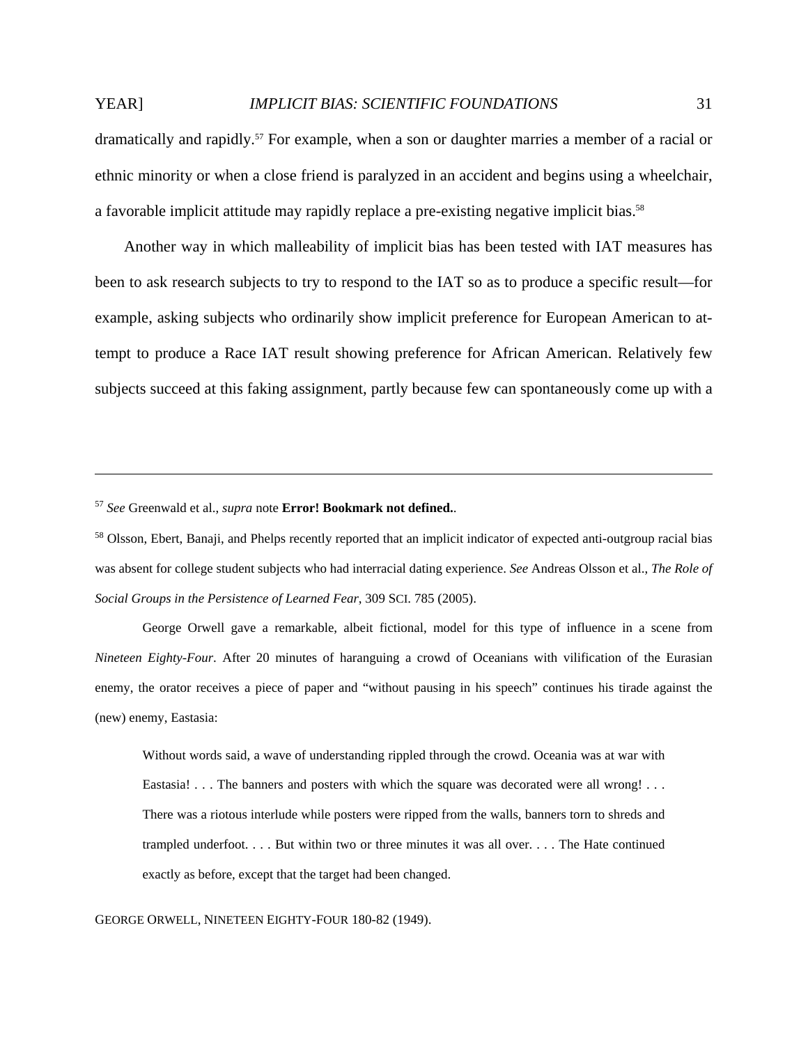dramatically and rapidly.[57] For example, when a son or daughter marries a member of a racial or ethnic minority or when a close friend is paralyzed in an accident and begins using a wheelchair, a favorable implicit attitude may rapidly replace a pre-existing negative implicit bias.[58]

Another way in which malleability of implicit bias has been tested with IAT measures has been to ask research subjects to try to respond to the IAT so as to produce a specific result—for example, asking subjects who ordinarily show implicit preference for European American to attempt to produce a Race IAT result showing preference for African American. Relatively few subjects succeed at this faking assignment, partly because few can spontaneously come up with a

---

[57] *See* Greenwald et al., *supra* note **Error! Bookmark not defined.**.

[58] Olsson, Ebert, Banaji, and Phelps recently reported that an implicit indicator of expected anti-outgroup racial bias was absent for college student subjects who had interracial dating experience. *See* Andreas Olsson et al., *The Role of Social Groups in the Persistence of Learned Fear*, 309 SCI. 785 (2005).

George Orwell gave a remarkable, albeit fictional, model for this type of influence in a scene from *Nineteen Eighty-Four*. After 20 minutes of haranguing a crowd of Oceanians with vilification of the Eurasian enemy, the orator receives a piece of paper and "without pausing in his speech" continues his tirade against the (new) enemy, Eastasia:

> Without words said, a wave of understanding rippled through the crowd. Oceania was at war with Eastasia! . . . The banners and posters with which the square was decorated were all wrong! . . . There was a riotous interlude while posters were ripped from the walls, banners torn to shreds and trampled underfoot. . . . But within two or three minutes it was all over. . . . The Hate continued exactly as before, except that the target had been changed.

GEORGE ORWELL, NINETEEN EIGHTY-FOUR 180-82 (1949).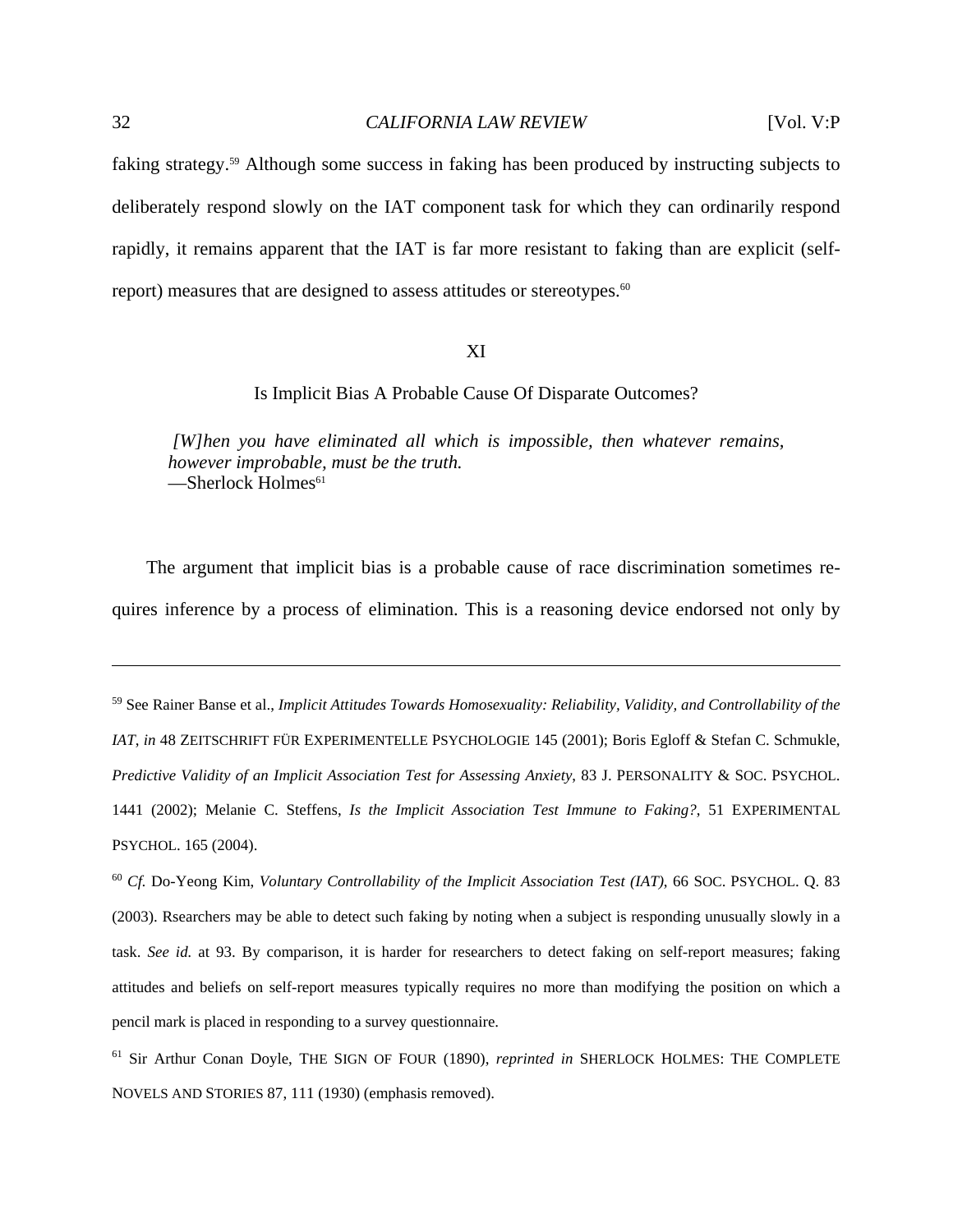faking strategy.[59] Although some success in faking has been produced by instructing subjects to deliberately respond slowly on the IAT component task for which they can ordinarily respond rapidly, it remains apparent that the IAT is far more resistant to faking than are explicit (self-report) measures that are designed to assess attitudes or stereotypes.[60]

## XI

## Is Implicit Bias A Probable Cause Of Disparate Outcomes?

> *[W]hen you have eliminated all which is impossible, then whatever remains, however improbable, must be the truth.*
> —Sherlock Holmes[61]

The argument that implicit bias is a probable cause of race discrimination sometimes requires inference by a process of elimination. This is a reasoning device endorsed not only by

---

[59] See Rainer Banse et al., *Implicit Attitudes Towards Homosexuality: Reliability, Validity, and Controllability of the IAT*, *in* 48 ZEITSCHRIFT FÜR EXPERIMENTELLE PSYCHOLOGIE 145 (2001); Boris Egloff & Stefan C. Schmukle, *Predictive Validity of an Implicit Association Test for Assessing Anxiety*, 83 J. PERSONALITY & SOC. PSYCHOL. 1441 (2002); Melanie C. Steffens, *Is the Implicit Association Test Immune to Faking?*, 51 EXPERIMENTAL PSYCHOL. 165 (2004).

[60] *Cf.* Do-Yeong Kim, *Voluntary Controllability of the Implicit Association Test (IAT)*, 66 SOC. PSYCHOL. Q. 83 (2003). Rsearchers may be able to detect such faking by noting when a subject is responding unusually slowly in a task. *See id.* at 93. By comparison, it is harder for researchers to detect faking on self-report measures; faking attitudes and beliefs on self-report measures typically requires no more than modifying the position on which a pencil mark is placed in responding to a survey questionnaire.

[61] Sir Arthur Conan Doyle, THE SIGN OF FOUR (1890), *reprinted in* SHERLOCK HOLMES: THE COMPLETE NOVELS AND STORIES 87, 111 (1930) (emphasis removed).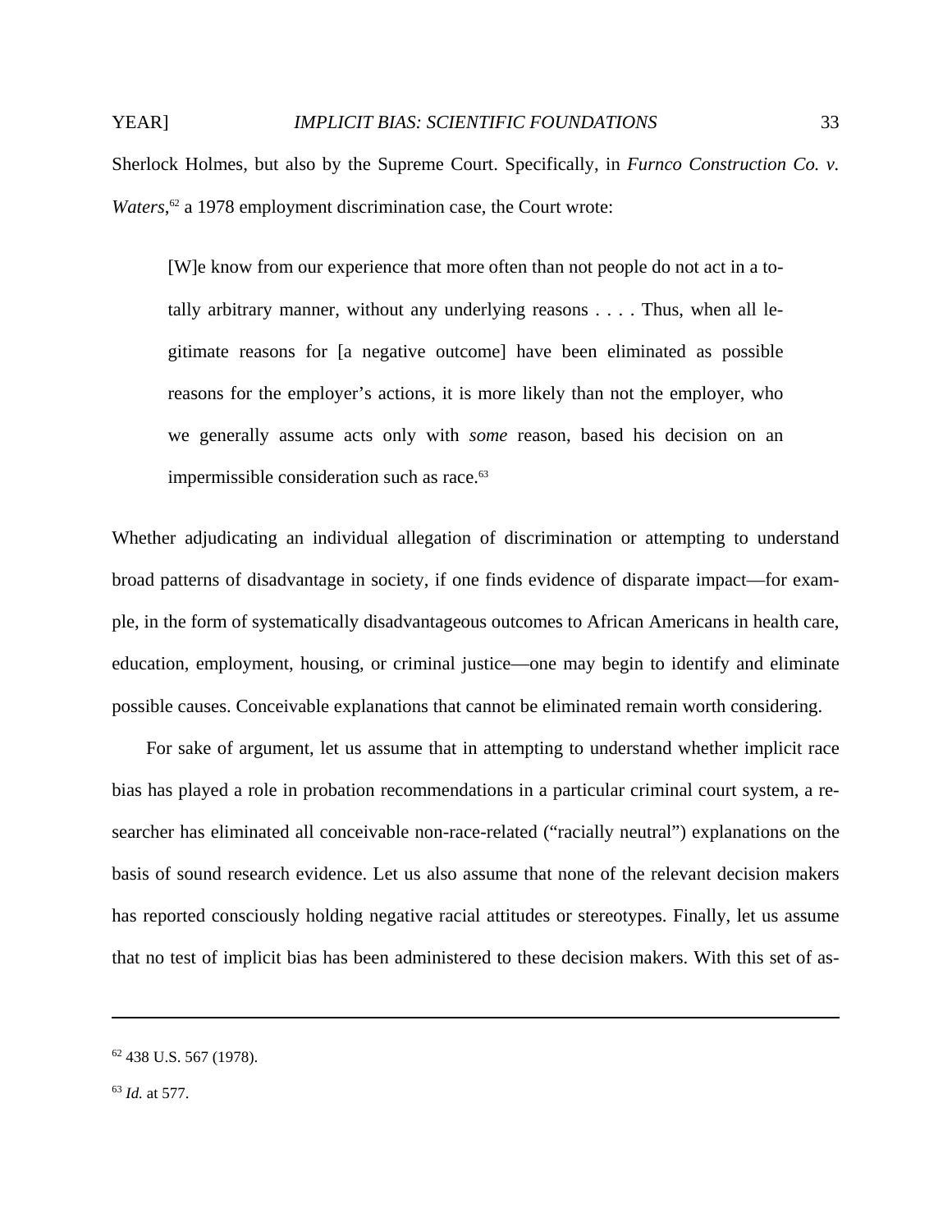Sherlock Holmes, but also by the Supreme Court. Specifically, in *Furnco Construction Co. v. Waters*,[62] a 1978 employment discrimination case, the Court wrote:

> [W]e know from our experience that more often than not people do not act in a totally arbitrary manner, without any underlying reasons . . . . Thus, when all legitimate reasons for [a negative outcome] have been eliminated as possible reasons for the employer's actions, it is more likely than not the employer, who we generally assume acts only with *some* reason, based his decision on an impermissible consideration such as race.[63]

Whether adjudicating an individual allegation of discrimination or attempting to understand broad patterns of disadvantage in society, if one finds evidence of disparate impact—for example, in the form of systematically disadvantageous outcomes to African Americans in health care, education, employment, housing, or criminal justice—one may begin to identify and eliminate possible causes. Conceivable explanations that cannot be eliminated remain worth considering.

For sake of argument, let us assume that in attempting to understand whether implicit race bias has played a role in probation recommendations in a particular criminal court system, a researcher has eliminated all conceivable non-race-related ("racially neutral") explanations on the basis of sound research evidence. Let us also assume that none of the relevant decision makers has reported consciously holding negative racial attitudes or stereotypes. Finally, let us assume that no test of implicit bias has been administered to these decision makers. With this set of as-

---

[62] 438 U.S. 567 (1978).

[63] *Id.* at 577.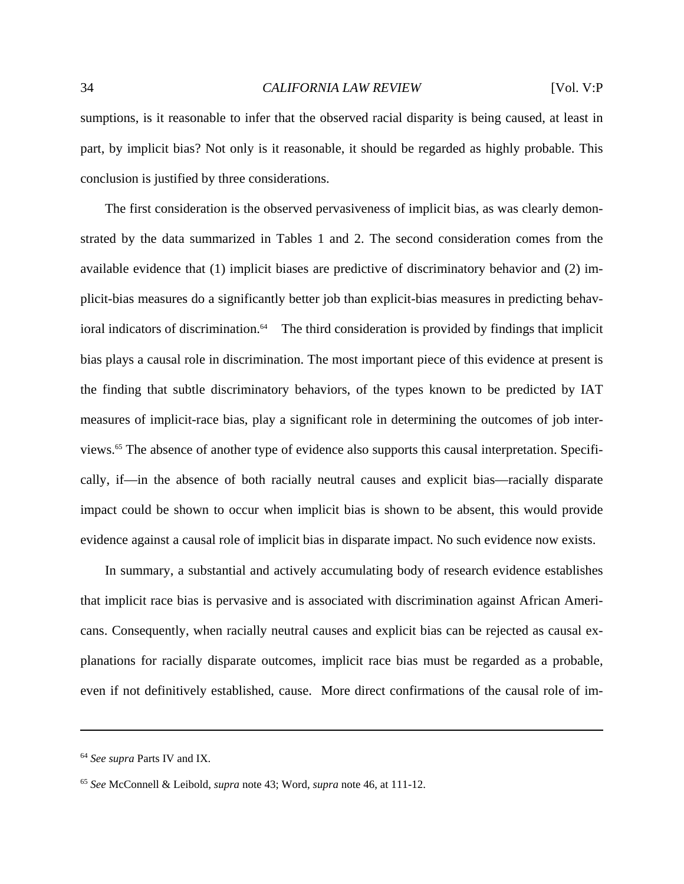sumptions, is it reasonable to infer that the observed racial disparity is being caused, at least in part, by implicit bias? Not only is it reasonable, it should be regarded as highly probable. This conclusion is justified by three considerations.

The first consideration is the observed pervasiveness of implicit bias, as was clearly demonstrated by the data summarized in Tables 1 and 2. The second consideration comes from the available evidence that (1) implicit biases are predictive of discriminatory behavior and (2) implicit-bias measures do a significantly better job than explicit-bias measures in predicting behavioral indicators of discrimination.[64] The third consideration is provided by findings that implicit bias plays a causal role in discrimination. The most important piece of this evidence at present is the finding that subtle discriminatory behaviors, of the types known to be predicted by IAT measures of implicit-race bias, play a significant role in determining the outcomes of job interviews.[65] The absence of another type of evidence also supports this causal interpretation. Specifically, if—in the absence of both racially neutral causes and explicit bias—racially disparate impact could be shown to occur when implicit bias is shown to be absent, this would provide evidence against a causal role of implicit bias in disparate impact. No such evidence now exists.

In summary, a substantial and actively accumulating body of research evidence establishes that implicit race bias is pervasive and is associated with discrimination against African Americans. Consequently, when racially neutral causes and explicit bias can be rejected as causal explanations for racially disparate outcomes, implicit race bias must be regarded as a probable, even if not definitively established, cause. More direct confirmations of the causal role of im-

---

[64] *See supra* Parts IV and IX.

[65] *See* McConnell & Leibold, *supra* note 43; Word, *supra* note 46, at 111-12.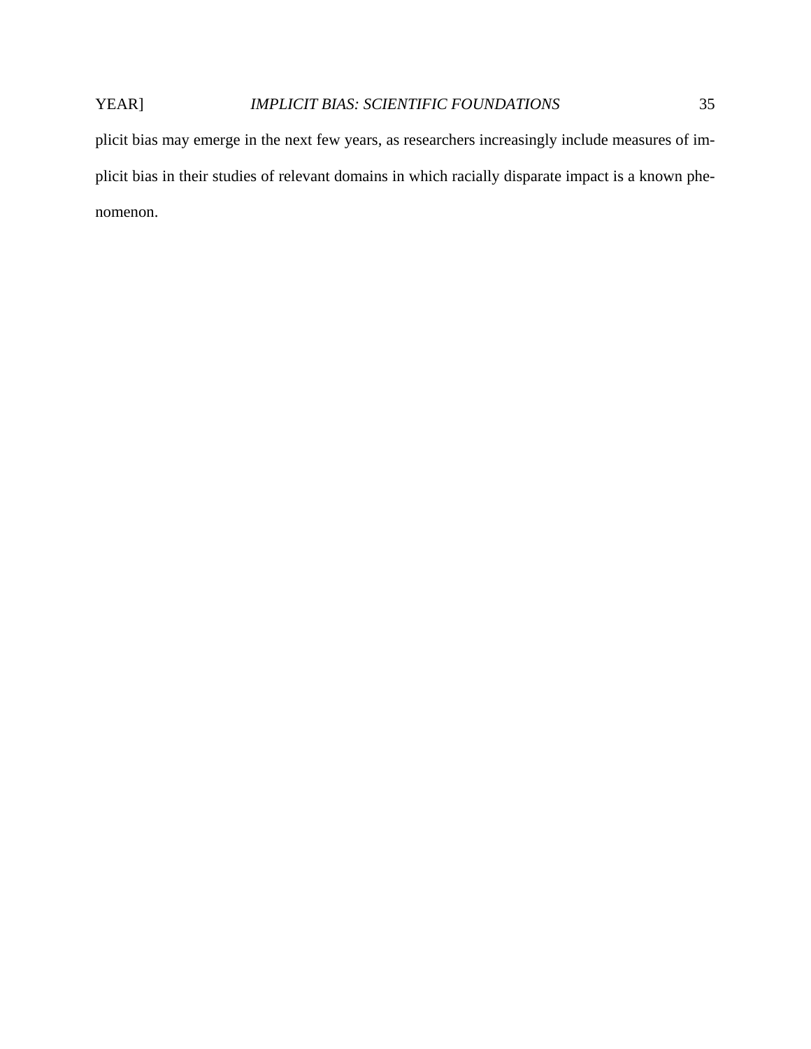plicit bias may emerge in the next few years, as researchers increasingly include measures of implicit bias in their studies of relevant domains in which racially disparate impact is a known phenomenon.